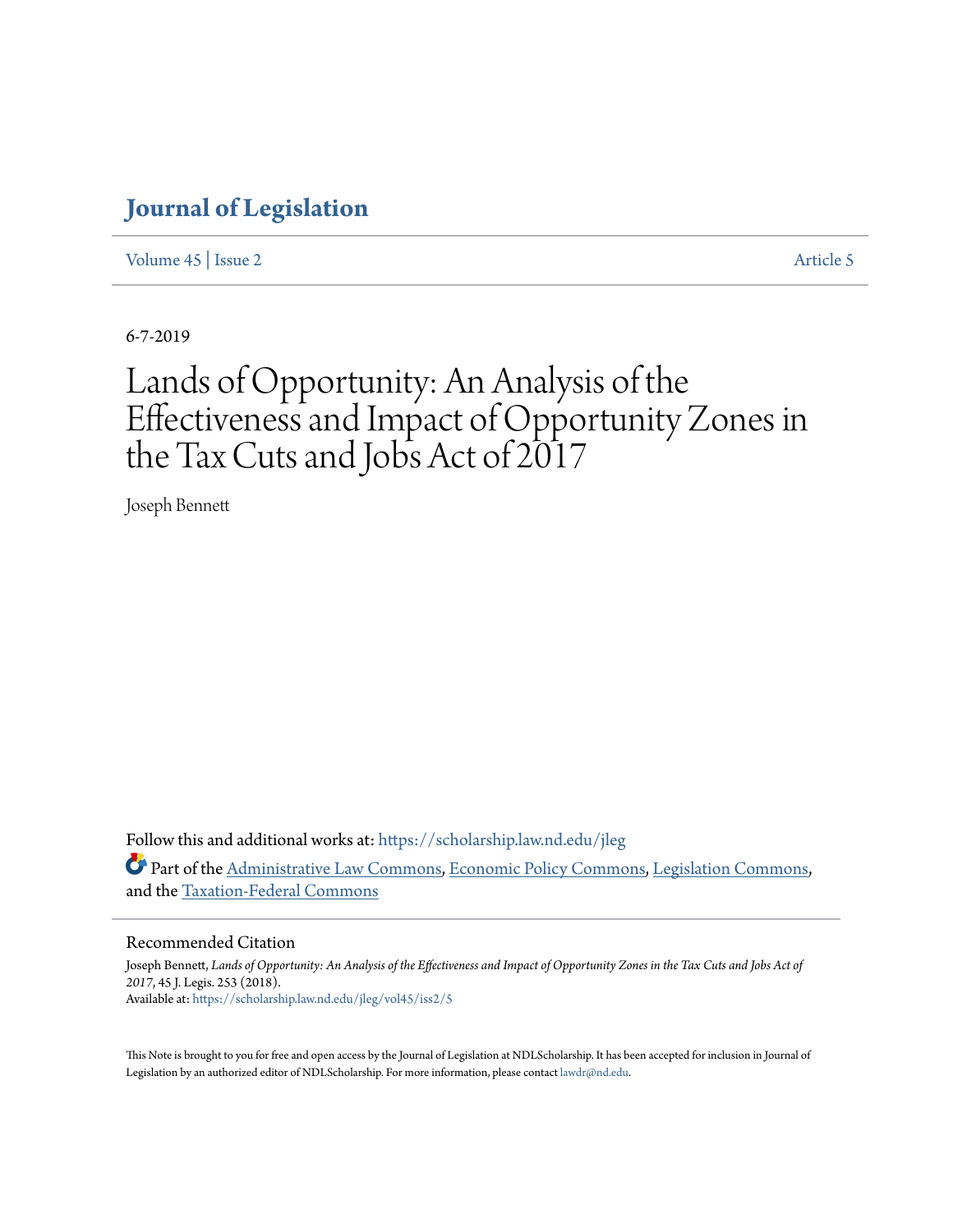# Journal of Legislation

Volume 45 | Issue 2 Article 5

6-7-2019

# Lands of Opportunity: An Analysis of the Effectiveness and Impact of Opportunity Zones in the Tax Cuts and Jobs Act of 2017

Joseph Bennett

Follow this and additional works at: https://scholarship.law.nd.edu/jleg

Part of the Administrative Law Commons, Economic Policy Commons, Legislation Commons, and the Taxation-Federal Commons

## Recommended Citation

Joseph Bennett, *Lands of Opportunity: An Analysis of the Effectiveness and Impact of Opportunity Zones in the Tax Cuts and Jobs Act of 2017*, 45 J. Legis. 253 (2018).
Available at: https://scholarship.law.nd.edu/jleg/vol45/iss2/5

This Note is brought to you for free and open access by the Journal of Legislation at NDLScholarship. It has been accepted for inclusion in Journal of Legislation by an authorized editor of NDLScholarship. For more information, please contact lawdr@nd.edu.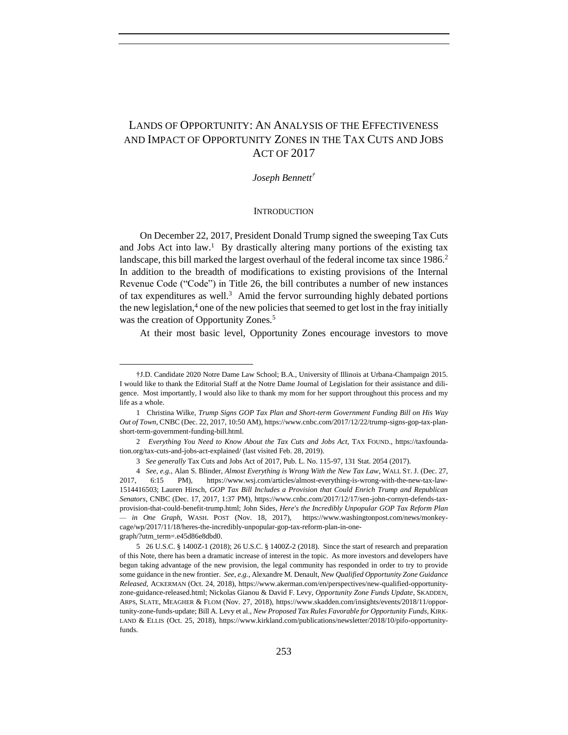# LANDS OF OPPORTUNITY: AN ANALYSIS OF THE EFFECTIVENESS AND IMPACT OF OPPORTUNITY ZONES IN THE TAX CUTS AND JOBS ACT OF 2017

*Joseph Bennett*[†]

## INTRODUCTION

On December 22, 2017, President Donald Trump signed the sweeping Tax Cuts and Jobs Act into law.[1] By drastically altering many portions of the existing tax landscape, this bill marked the largest overhaul of the federal income tax since 1986.[2] In addition to the breadth of modifications to existing provisions of the Internal Revenue Code ("Code") in Title 26, the bill contributes a number of new instances of tax expenditures as well.[3] Amid the fervor surrounding highly debated portions the new legislation,[4] one of the new policies that seemed to get lost in the fray initially was the creation of Opportunity Zones.[5]

At their most basic level, Opportunity Zones encourage investors to move

---

†J.D. Candidate 2020 Notre Dame Law School; B.A., University of Illinois at Urbana-Champaign 2015. I would like to thank the Editorial Staff at the Notre Dame Journal of Legislation for their assistance and diligence. Most importantly, I would also like to thank my mom for her support throughout this process and my life as a whole.

1 Christina Wilke, *Trump Signs GOP Tax Plan and Short-term Government Funding Bill on His Way Out of Town*, CNBC (Dec. 22, 2017, 10:50 AM), https://www.cnbc.com/2017/12/22/trump-signs-gop-tax-plan-short-term-government-funding-bill.html.

2 *Everything You Need to Know About the Tax Cuts and Jobs Act*, TAX FOUND., https://taxfoundation.org/tax-cuts-and-jobs-act-explained/ (last visited Feb. 28, 2019).

3 *See generally* Tax Cuts and Jobs Act of 2017, Pub. L. No. 115-97, 131 Stat. 2054 (2017).

4 *See, e.g.*, Alan S. Blinder, *Almost Everything is Wrong With the New Tax Law*, WALL ST. J. (Dec. 27, 2017, 6:15 PM), https://www.wsj.com/articles/almost-everything-is-wrong-with-the-new-tax-law-1514416503; Lauren Hirsch, *GOP Tax Bill Includes a Provision that Could Enrich Trump and Republican Senators*, CNBC (Dec. 17, 2017, 1:37 PM), https://www.cnbc.com/2017/12/17/sen-john-cornyn-defends-tax-provision-that-could-benefit-trump.html; John Sides, *Here's the Incredibly Unpopular GOP Tax Reform Plan — in One Graph*, WASH. POST (Nov. 18, 2017), https://www.washingtonpost.com/news/monkey-cage/wp/2017/11/18/heres-the-incredibly-unpopular-gop-tax-reform-plan-in-one-graph/?utm_term=.e45d86e8dbd0.

5 26 U.S.C. § 1400Z-1 (2018); 26 U.S.C. § 1400Z-2 (2018). Since the start of research and preparation of this Note, there has been a dramatic increase of interest in the topic. As more investors and developers have begun taking advantage of the new provision, the legal community has responded in order to try to provide some guidance in the new frontier. *See, e.g.*, Alexandre M. Denault, *New Qualified Opportunity Zone Guidance Released*, ACKERMAN (Oct. 24, 2018), https://www.akerman.com/en/perspectives/new-qualified-opportunity-zone-guidance-released.html; Nickolas Gianou & David F. Levy, *Opportunity Zone Funds Update*, SKADDEN, ARPS, SLATE, MEAGHER & FLOM (Nov. 27, 2018), https://www.skadden.com/insights/events/2018/11/opportunity-zone-funds-update; Bill A. Levy et al., *New Proposed Tax Rules Favorable for Opportunity Funds*, KIRKLAND & ELLIS (Oct. 25, 2018), https://www.kirkland.com/publications/newsletter/2018/10/pifo-opportunity-funds.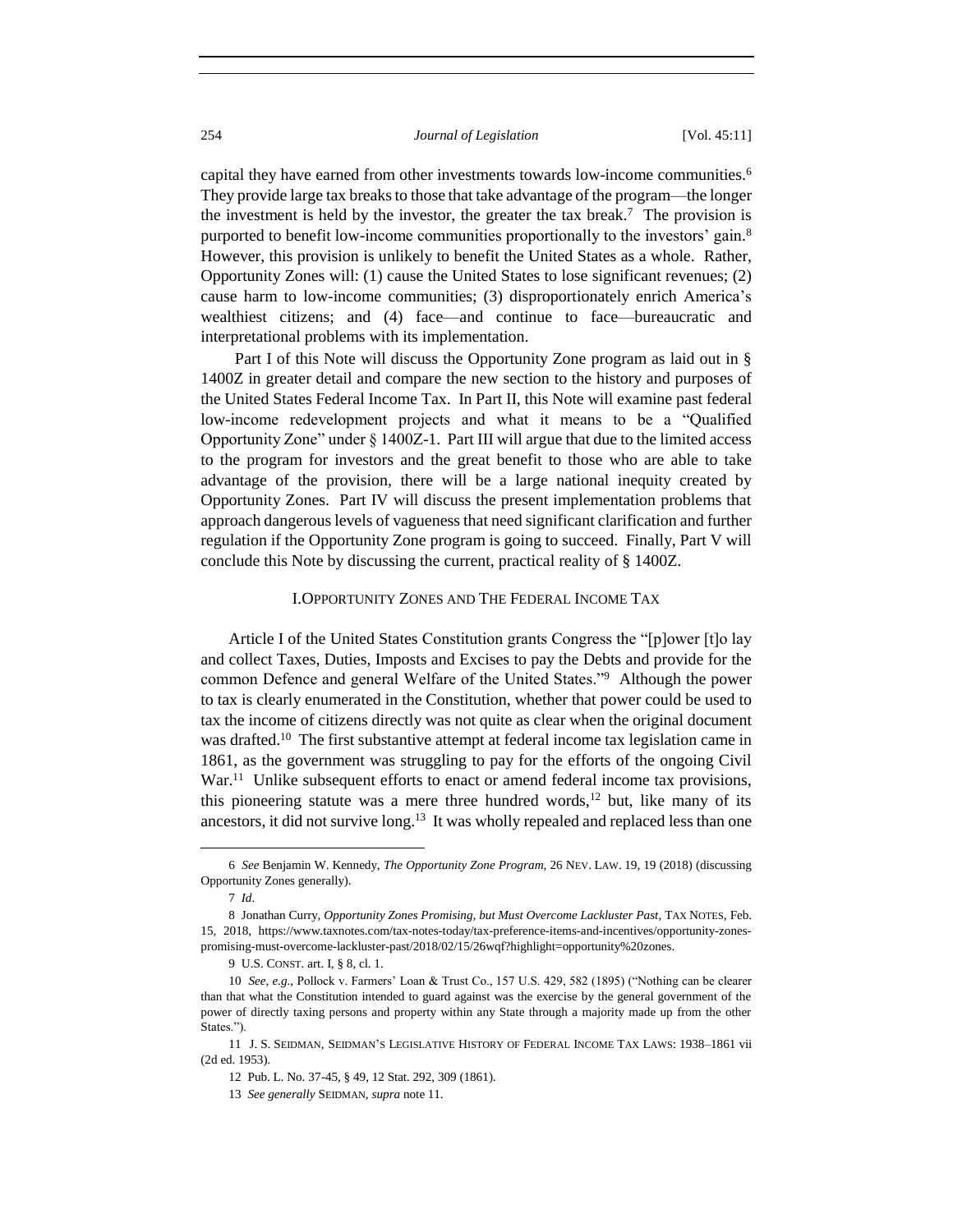capital they have earned from other investments towards low-income communities.[6] They provide large tax breaks to those that take advantage of the program—the longer the investment is held by the investor, the greater the tax break.[7] The provision is purported to benefit low-income communities proportionally to the investors' gain.[8] However, this provision is unlikely to benefit the United States as a whole. Rather, Opportunity Zones will: (1) cause the United States to lose significant revenues; (2) cause harm to low-income communities; (3) disproportionately enrich America's wealthiest citizens; and (4) face—and continue to face—bureaucratic and interpretational problems with its implementation.

Part I of this Note will discuss the Opportunity Zone program as laid out in § 1400Z in greater detail and compare the new section to the history and purposes of the United States Federal Income Tax. In Part II, this Note will examine past federal low-income redevelopment projects and what it means to be a "Qualified Opportunity Zone" under § 1400Z-1. Part III will argue that due to the limited access to the program for investors and the great benefit to those who are able to take advantage of the provision, there will be a large national inequity created by Opportunity Zones. Part IV will discuss the present implementation problems that approach dangerous levels of vagueness that need significant clarification and further regulation if the Opportunity Zone program is going to succeed. Finally, Part V will conclude this Note by discussing the current, practical reality of § 1400Z.

## I. OPPORTUNITY ZONES AND THE FEDERAL INCOME TAX

Article I of the United States Constitution grants Congress the "[p]ower [t]o lay and collect Taxes, Duties, Imposts and Excises to pay the Debts and provide for the common Defence and general Welfare of the United States."[9] Although the power to tax is clearly enumerated in the Constitution, whether that power could be used to tax the income of citizens directly was not quite as clear when the original document was drafted.[10] The first substantive attempt at federal income tax legislation came in 1861, as the government was struggling to pay for the efforts of the ongoing Civil War.[11] Unlike subsequent efforts to enact or amend federal income tax provisions, this pioneering statute was a mere three hundred words,[12] but, like many of its ancestors, it did not survive long.[13] It was wholly repealed and replaced less than one

---

6 *See* Benjamin W. Kennedy, *The Opportunity Zone Program*, 26 NEV. LAW. 19, 19 (2018) (discussing Opportunity Zones generally).

7 *Id*.

8 Jonathan Curry, *Opportunity Zones Promising, but Must Overcome Lackluster Past*, TAX NOTES, Feb. 15, 2018, https://www.taxnotes.com/tax-notes-today/tax-preference-items-and-incentives/opportunity-zones-promising-must-overcome-lackluster-past/2018/02/15/26wqf?highlight=opportunity%20zones.

9 U.S. CONST. art. I, § 8, cl. 1.

10 *See, e.g.*, Pollock v. Farmers' Loan & Trust Co., 157 U.S. 429, 582 (1895) ("Nothing can be clearer than that what the Constitution intended to guard against was the exercise by the general government of the power of directly taxing persons and property within any State through a majority made up from the other States.").

11 J. S. SEIDMAN, SEIDMAN'S LEGISLATIVE HISTORY OF FEDERAL INCOME TAX LAWS: 1938–1861 vii (2d ed. 1953).

12 Pub. L. No. 37-45, § 49, 12 Stat. 292, 309 (1861).

13 *See generally* SEIDMAN, *supra* note 11.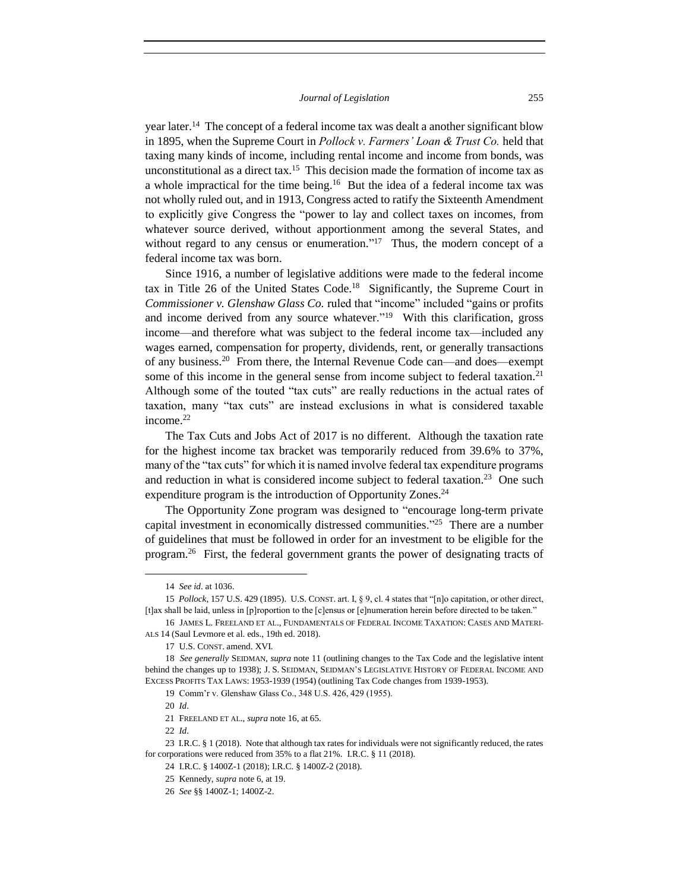year later.[14] The concept of a federal income tax was dealt a another significant blow in 1895, when the Supreme Court in *Pollock v. Farmers' Loan & Trust Co.* held that taxing many kinds of income, including rental income and income from bonds, was unconstitutional as a direct tax.[15] This decision made the formation of income tax as a whole impractical for the time being.[16] But the idea of a federal income tax was not wholly ruled out, and in 1913, Congress acted to ratify the Sixteenth Amendment to explicitly give Congress the "power to lay and collect taxes on incomes, from whatever source derived, without apportionment among the several States, and without regard to any census or enumeration."[17] Thus, the modern concept of a federal income tax was born.

Since 1916, a number of legislative additions were made to the federal income tax in Title 26 of the United States Code.[18] Significantly, the Supreme Court in *Commissioner v. Glenshaw Glass Co.* ruled that "income" included "gains or profits and income derived from any source whatever."[19] With this clarification, gross income—and therefore what was subject to the federal income tax—included any wages earned, compensation for property, dividends, rent, or generally transactions of any business.[20] From there, the Internal Revenue Code can—and does—exempt some of this income in the general sense from income subject to federal taxation.[21] Although some of the touted "tax cuts" are really reductions in the actual rates of taxation, many "tax cuts" are instead exclusions in what is considered taxable income.[22]

The Tax Cuts and Jobs Act of 2017 is no different. Although the taxation rate for the highest income tax bracket was temporarily reduced from 39.6% to 37%, many of the "tax cuts" for which it is named involve federal tax expenditure programs and reduction in what is considered income subject to federal taxation.[23] One such expenditure program is the introduction of Opportunity Zones.[24]

The Opportunity Zone program was designed to "encourage long-term private capital investment in economically distressed communities."[25] There are a number of guidelines that must be followed in order for an investment to be eligible for the program.[26] First, the federal government grants the power of designating tracts of

---

14 *See id*. at 1036.

15 *Pollock*, 157 U.S. 429 (1895). U.S. CONST. art. I, § 9, cl. 4 states that "[n]o capitation, or other direct, [t]ax shall be laid, unless in [p]roportion to the [c]ensus or [e]numeration herein before directed to be taken."

16 JAMES L. FREELAND ET AL., FUNDAMENTALS OF FEDERAL INCOME TAXATION: CASES AND MATERIALS 14 (Saul Levmore et al. eds., 19th ed. 2018).

17 U.S. CONST. amend. XVI.

18 *See generally* SEIDMAN, *supra* note 11 (outlining changes to the Tax Code and the legislative intent behind the changes up to 1938); J. S. SEIDMAN, SEIDMAN'S LEGISLATIVE HISTORY OF FEDERAL INCOME AND EXCESS PROFITS TAX LAWS: 1953-1939 (1954) (outlining Tax Code changes from 1939-1953).

19 Comm'r v. Glenshaw Glass Co., 348 U.S. 426, 429 (1955).

20 *Id*.

21 FREELAND ET AL., *supra* note 16, at 65.

22 *Id*.

23 I.R.C. § 1 (2018). Note that although tax rates for individuals were not significantly reduced, the rates for corporations were reduced from 35% to a flat 21%. I.R.C. § 11 (2018).

24 I.R.C. § 1400Z-1 (2018); I.R.C. § 1400Z-2 (2018).

25 Kennedy, *supra* note 6, at 19.

26 *See* §§ 1400Z-1; 1400Z-2.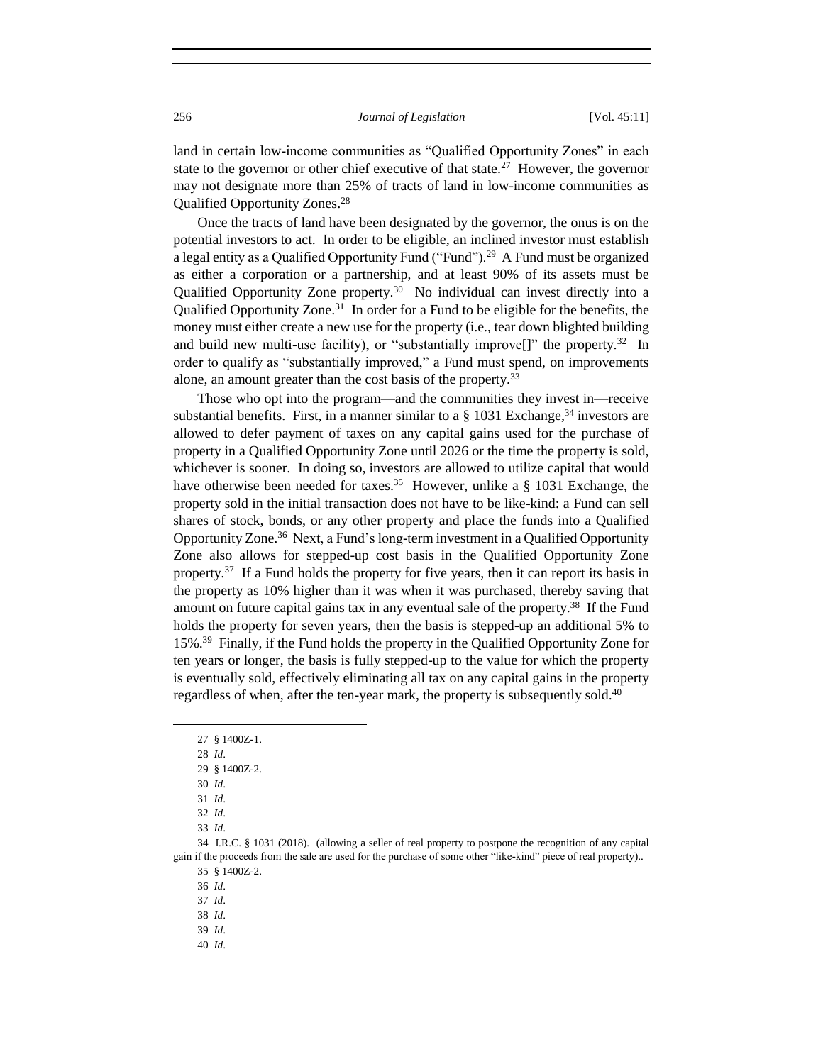land in certain low-income communities as "Qualified Opportunity Zones" in each state to the governor or other chief executive of that state.[27] However, the governor may not designate more than 25% of tracts of land in low-income communities as Qualified Opportunity Zones.[28]

Once the tracts of land have been designated by the governor, the onus is on the potential investors to act. In order to be eligible, an inclined investor must establish a legal entity as a Qualified Opportunity Fund ("Fund").[29] A Fund must be organized as either a corporation or a partnership, and at least 90% of its assets must be Qualified Opportunity Zone property.[30] No individual can invest directly into a Qualified Opportunity Zone.[31] In order for a Fund to be eligible for the benefits, the money must either create a new use for the property (i.e., tear down blighted building and build new multi-use facility), or "substantially improve[]" the property.[32] In order to qualify as "substantially improved," a Fund must spend, on improvements alone, an amount greater than the cost basis of the property.[33]

Those who opt into the program—and the communities they invest in—receive substantial benefits. First, in a manner similar to a § 1031 Exchange,[34] investors are allowed to defer payment of taxes on any capital gains used for the purchase of property in a Qualified Opportunity Zone until 2026 or the time the property is sold, whichever is sooner. In doing so, investors are allowed to utilize capital that would have otherwise been needed for taxes.[35] However, unlike a § 1031 Exchange, the property sold in the initial transaction does not have to be like-kind: a Fund can sell shares of stock, bonds, or any other property and place the funds into a Qualified Opportunity Zone.[36] Next, a Fund's long-term investment in a Qualified Opportunity Zone also allows for stepped-up cost basis in the Qualified Opportunity Zone property.[37] If a Fund holds the property for five years, then it can report its basis in the property as 10% higher than it was when it was purchased, thereby saving that amount on future capital gains tax in any eventual sale of the property.[38] If the Fund holds the property for seven years, then the basis is stepped-up an additional 5% to 15%.[39] Finally, if the Fund holds the property in the Qualified Opportunity Zone for ten years or longer, the basis is fully stepped-up to the value for which the property is eventually sold, effectively eliminating all tax on any capital gains in the property regardless of when, after the ten-year mark, the property is subsequently sold.[40]

---

27 § 1400Z-1.

28 *Id*.

29 § 1400Z-2.

30 *Id*.

31 *Id*.

32 *Id*.

33 *Id*.

34 I.R.C. § 1031 (2018). (allowing a seller of real property to postpone the recognition of any capital gain if the proceeds from the sale are used for the purchase of some other "like-kind" piece of real property)..

35 § 1400Z-2.

36 *Id*.

37 *Id*.

38 *Id*.

39 *Id*.

40 *Id*.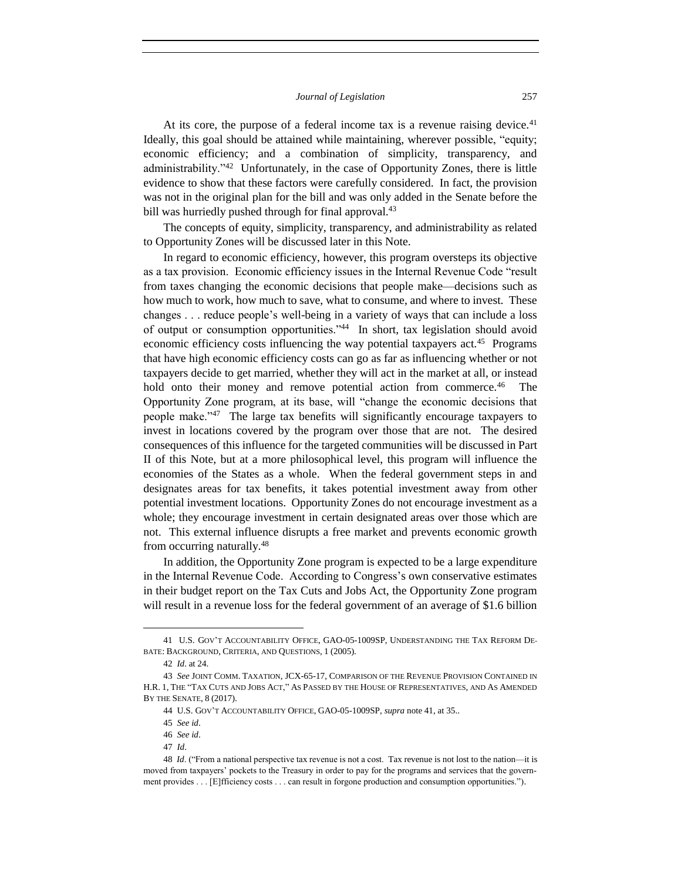At its core, the purpose of a federal income tax is a revenue raising device.[41] Ideally, this goal should be attained while maintaining, wherever possible, "equity; economic efficiency; and a combination of simplicity, transparency, and administrability."[42] Unfortunately, in the case of Opportunity Zones, there is little evidence to show that these factors were carefully considered. In fact, the provision was not in the original plan for the bill and was only added in the Senate before the bill was hurriedly pushed through for final approval.[43]

The concepts of equity, simplicity, transparency, and administrability as related to Opportunity Zones will be discussed later in this Note.

In regard to economic efficiency, however, this program oversteps its objective as a tax provision. Economic efficiency issues in the Internal Revenue Code "result from taxes changing the economic decisions that people make—decisions such as how much to work, how much to save, what to consume, and where to invest. These changes . . . reduce people's well-being in a variety of ways that can include a loss of output or consumption opportunities."[44] In short, tax legislation should avoid economic efficiency costs influencing the way potential taxpayers act.[45] Programs that have high economic efficiency costs can go as far as influencing whether or not taxpayers decide to get married, whether they will act in the market at all, or instead hold onto their money and remove potential action from commerce.[46] The Opportunity Zone program, at its base, will "change the economic decisions that people make."[47] The large tax benefits will significantly encourage taxpayers to invest in locations covered by the program over those that are not. The desired consequences of this influence for the targeted communities will be discussed in Part II of this Note, but at a more philosophical level, this program will influence the economies of the States as a whole. When the federal government steps in and designates areas for tax benefits, it takes potential investment away from other potential investment locations. Opportunity Zones do not encourage investment as a whole; they encourage investment in certain designated areas over those which are not. This external influence disrupts a free market and prevents economic growth from occurring naturally.[48]

In addition, the Opportunity Zone program is expected to be a large expenditure in the Internal Revenue Code. According to Congress's own conservative estimates in their budget report on the Tax Cuts and Jobs Act, the Opportunity Zone program will result in a revenue loss for the federal government of an average of $1.6 billion

---

41 U.S. GOV'T ACCOUNTABILITY OFFICE, GAO-05-1009SP, UNDERSTANDING THE TAX REFORM DEBATE: BACKGROUND, CRITERIA, AND QUESTIONS, 1 (2005).

42 *Id*. at 24.

43 *See* JOINT COMM. TAXATION, JCX-65-17, COMPARISON OF THE REVENUE PROVISION CONTAINED IN H.R. 1, THE "TAX CUTS AND JOBS ACT," AS PASSED BY THE HOUSE OF REPRESENTATIVES, AND AS AMENDED BY THE SENATE, 8 (2017).

44 U.S. GOV'T ACCOUNTABILITY OFFICE, GAO-05-1009SP, *supra* note 41, at 35..

45 *See id*.

46 *See id*.

47 *Id*.

48 *Id*. ("From a national perspective tax revenue is not a cost. Tax revenue is not lost to the nation—it is moved from taxpayers' pockets to the Treasury in order to pay for the programs and services that the government provides . . . [E]fficiency costs . . . can result in forgone production and consumption opportunities.").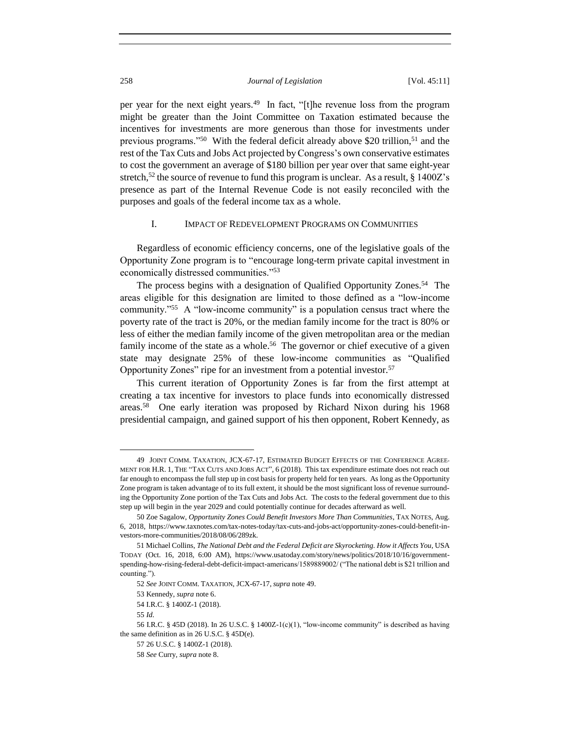per year for the next eight years.[49] In fact, "[t]he revenue loss from the program might be greater than the Joint Committee on Taxation estimated because the incentives for investments are more generous than those for investments under previous programs."[50] With the federal deficit already above $20 trillion,[51] and the rest of the Tax Cuts and Jobs Act projected by Congress's own conservative estimates to cost the government an average of $180 billion per year over that same eight-year stretch,[52] the source of revenue to fund this program is unclear. As a result, § 1400Z's presence as part of the Internal Revenue Code is not easily reconciled with the purposes and goals of the federal income tax as a whole.

## I. Impact of Redevelopment Programs on Communities

Regardless of economic efficiency concerns, one of the legislative goals of the Opportunity Zone program is to "encourage long-term private capital investment in economically distressed communities."[53]

The process begins with a designation of Qualified Opportunity Zones.[54] The areas eligible for this designation are limited to those defined as a "low-income community."[55] A "low-income community" is a population census tract where the poverty rate of the tract is 20%, or the median family income for the tract is 80% or less of either the median family income of the given metropolitan area or the median family income of the state as a whole.[56] The governor or chief executive of a given state may designate 25% of these low-income communities as "Qualified Opportunity Zones" ripe for an investment from a potential investor.[57]

This current iteration of Opportunity Zones is far from the first attempt at creating a tax incentive for investors to place funds into economically distressed areas.[58] One early iteration was proposed by Richard Nixon during his 1968 presidential campaign, and gained support of his then opponent, Robert Kennedy, as

---

49 Joint Comm. Taxation, JCX-67-17, Estimated Budget Effects of the Conference Agreement for H.R. 1, The "Tax Cuts and Jobs Act", 6 (2018). This tax expenditure estimate does not reach out far enough to encompass the full step up in cost basis for property held for ten years. As long as the Opportunity Zone program is taken advantage of to its full extent, it should be the most significant loss of revenue surrounding the Opportunity Zone portion of the Tax Cuts and Jobs Act. The costs to the federal government due to this step up will begin in the year 2029 and could potentially continue for decades afterward as well.

50 Zoe Sagalow, *Opportunity Zones Could Benefit Investors More Than Communities*, Tax Notes, Aug. 6, 2018, https://www.taxnotes.com/tax-notes-today/tax-cuts-and-jobs-act/opportunity-zones-could-benefit-investors-more-communities/2018/08/06/289zk.

51 Michael Collins, *The National Debt and the Federal Deficit are Skyrocketing. How it Affects You*, USA Today (Oct. 16, 2018, 6:00 AM), https://www.usatoday.com/story/news/politics/2018/10/16/government-spending-how-rising-federal-debt-deficit-impact-americans/1589889002/ ("The national debt is $21 trillion and counting.").

52 *See* Joint Comm. Taxation, JCX-67-17, *supra* note 49.

53 Kennedy, *supra* note 6.

54 I.R.C. § 1400Z-1 (2018).

55 *Id.*

56 I.R.C. § 45D (2018). In 26 U.S.C. § 1400Z-1(c)(1), "low-income community" is described as having the same definition as in 26 U.S.C. § 45D(e).

57 26 U.S.C. § 1400Z-1 (2018).

58 *See* Curry, *supra* note 8.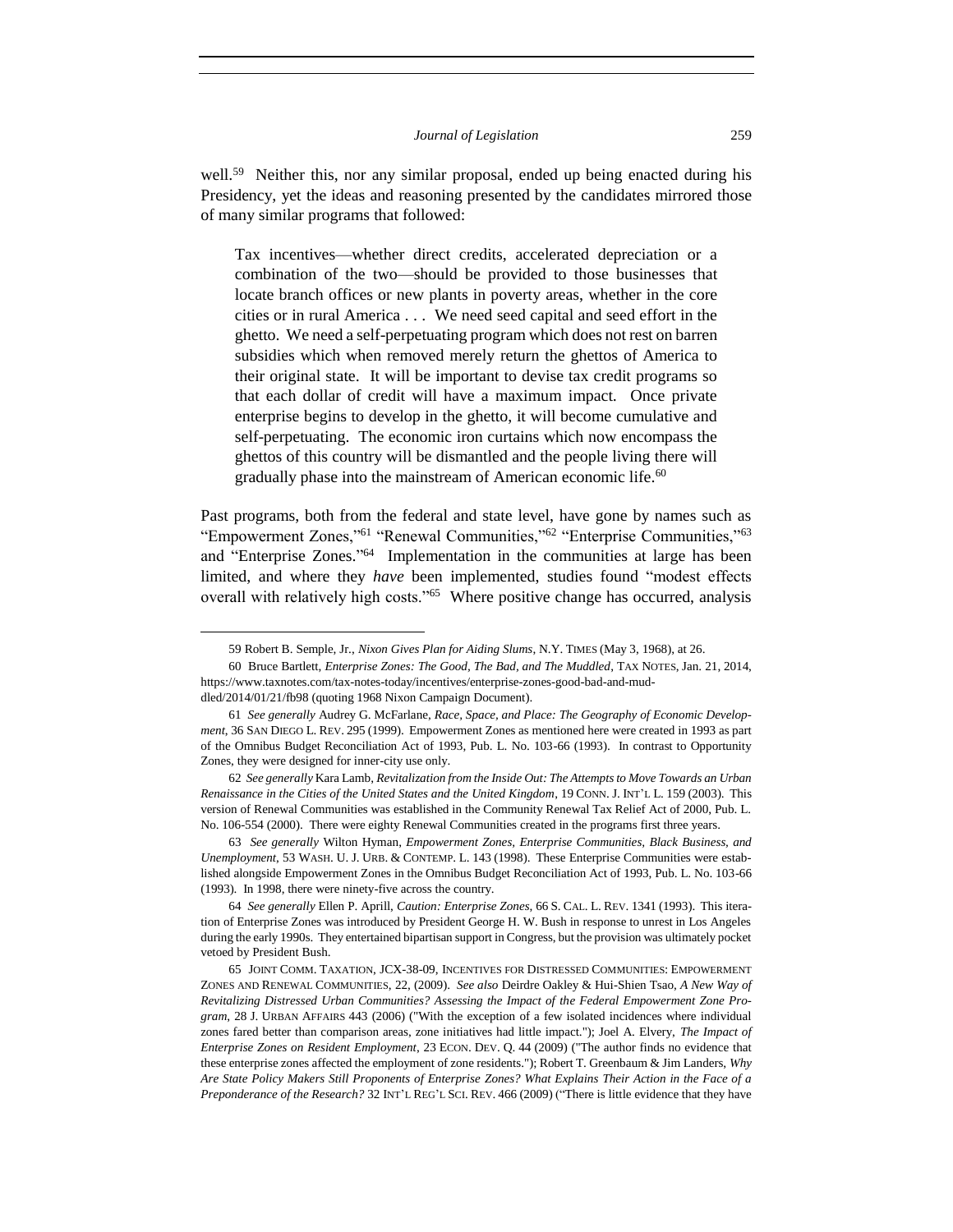well.[59] Neither this, nor any similar proposal, ended up being enacted during his Presidency, yet the ideas and reasoning presented by the candidates mirrored those of many similar programs that followed:

> Tax incentives—whether direct credits, accelerated depreciation or a combination of the two—should be provided to those businesses that locate branch offices or new plants in poverty areas, whether in the core cities or in rural America . . . We need seed capital and seed effort in the ghetto. We need a self-perpetuating program which does not rest on barren subsidies which when removed merely return the ghettos of America to their original state. It will be important to devise tax credit programs so that each dollar of credit will have a maximum impact. Once private enterprise begins to develop in the ghetto, it will become cumulative and self-perpetuating. The economic iron curtains which now encompass the ghettos of this country will be dismantled and the people living there will gradually phase into the mainstream of American economic life.[60]

Past programs, both from the federal and state level, have gone by names such as "Empowerment Zones,"[61] "Renewal Communities,"[62] "Enterprise Communities,"[63] and "Enterprise Zones."[64] Implementation in the communities at large has been limited, and where they *have* been implemented, studies found "modest effects overall with relatively high costs."[65] Where positive change has occurred, analysis

---

59 Robert B. Semple, Jr., *Nixon Gives Plan for Aiding Slums*, N.Y. TIMES (May 3, 1968), at 26.

60 Bruce Bartlett, *Enterprise Zones: The Good, The Bad, and The Muddled*, TAX NOTES, Jan. 21, 2014, https://www.taxnotes.com/tax-notes-today/incentives/enterprise-zones-good-bad-and-muddled/2014/01/21/fb98 (quoting 1968 Nixon Campaign Document).

61 *See generally* Audrey G. McFarlane, *Race, Space, and Place: The Geography of Economic Development*, 36 SAN DIEGO L. REV. 295 (1999). Empowerment Zones as mentioned here were created in 1993 as part of the Omnibus Budget Reconciliation Act of 1993, Pub. L. No. 103-66 (1993). In contrast to Opportunity Zones, they were designed for inner-city use only.

62 *See generally* Kara Lamb, *Revitalization from the Inside Out: The Attempts to Move Towards an Urban Renaissance in the Cities of the United States and the United Kingdom*, 19 CONN. J. INT'L L. 159 (2003). This version of Renewal Communities was established in the Community Renewal Tax Relief Act of 2000, Pub. L. No. 106-554 (2000). There were eighty Renewal Communities created in the programs first three years.

63 *See generally* Wilton Hyman, *Empowerment Zones, Enterprise Communities, Black Business, and Unemployment*, 53 WASH. U. J. URB. & CONTEMP. L. 143 (1998). These Enterprise Communities were established alongside Empowerment Zones in the Omnibus Budget Reconciliation Act of 1993, Pub. L. No. 103-66 (1993). In 1998, there were ninety-five across the country.

64 *See generally* Ellen P. Aprill, *Caution: Enterprise Zones*, 66 S. CAL. L. REV. 1341 (1993). This iteration of Enterprise Zones was introduced by President George H. W. Bush in response to unrest in Los Angeles during the early 1990s. They entertained bipartisan support in Congress, but the provision was ultimately pocket vetoed by President Bush.

65 JOINT COMM. TAXATION, JCX-38-09, INCENTIVES FOR DISTRESSED COMMUNITIES: EMPOWERMENT ZONES AND RENEWAL COMMUNITIES, 22, (2009). *See also* Deirdre Oakley & Hui-Shien Tsao, *A New Way of Revitalizing Distressed Urban Communities? Assessing the Impact of the Federal Empowerment Zone Program*, 28 J. URBAN AFFAIRS 443 (2006) ("With the exception of a few isolated incidences where individual zones fared better than comparison areas, zone initiatives had little impact."); Joel A. Elvery, *The Impact of Enterprise Zones on Resident Employment*, 23 ECON. DEV. Q. 44 (2009) ("The author finds no evidence that these enterprise zones affected the employment of zone residents."); Robert T. Greenbaum & Jim Landers, *Why Are State Policy Makers Still Proponents of Enterprise Zones? What Explains Their Action in the Face of a Preponderance of the Research?* 32 INT'L REG'L SCI. REV. 466 (2009) ("There is little evidence that they have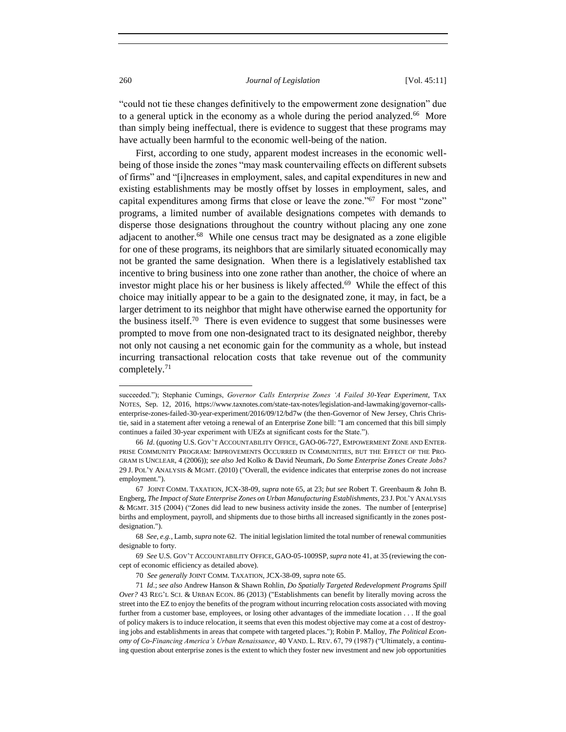"could not tie these changes definitively to the empowerment zone designation" due to a general uptick in the economy as a whole during the period analyzed.[66] More than simply being ineffectual, there is evidence to suggest that these programs may have actually been harmful to the economic well-being of the nation.

First, according to one study, apparent modest increases in the economic well-being of those inside the zones "may mask countervailing effects on different subsets of firms" and "[i]ncreases in employment, sales, and capital expenditures in new and existing establishments may be mostly offset by losses in employment, sales, and capital expenditures among firms that close or leave the zone."[67] For most "zone" programs, a limited number of available designations competes with demands to disperse those designations throughout the country without placing any one zone adjacent to another.[68] While one census tract may be designated as a zone eligible for one of these programs, its neighbors that are similarly situated economically may not be granted the same designation. When there is a legislatively established tax incentive to bring business into one zone rather than another, the choice of where an investor might place his or her business is likely affected.[69] While the effect of this choice may initially appear to be a gain to the designated zone, it may, in fact, be a larger detriment to its neighbor that might have otherwise earned the opportunity for the business itself.[70] There is even evidence to suggest that some businesses were prompted to move from one non-designated tract to its designated neighbor, thereby not only not causing a net economic gain for the community as a whole, but instead incurring transactional relocation costs that take revenue out of the community completely.[71]

---

succeeded."); Stephanie Cumings, *Governor Calls Enterprise Zones 'A Failed 30-Year Experiment*, TAX NOTES, Sep. 12, 2016, https://www.taxnotes.com/state-tax-notes/legislation-and-lawmaking/governor-calls-enterprise-zones-failed-30-year-experiment/2016/09/12/bd7w (the then-Governor of New Jersey, Chris Christie, said in a statement after vetoing a renewal of an Enterprise Zone bill: "I am concerned that this bill simply continues a failed 30-year experiment with UEZs at significant costs for the State.").

66 *Id*. (*quoting* U.S. GOV'T ACCOUNTABILITY OFFICE, GAO-06-727, EMPOWERMENT ZONE AND ENTERPRISE COMMUNITY PROGRAM: IMPROVEMENTS OCCURRED IN COMMUNITIES, BUT THE EFFECT OF THE PROGRAM IS UNCLEAR, 4 (2006)); *see also* Jed Kolko & David Neumark, *Do Some Enterprise Zones Create Jobs?* 29 J. POL'Y ANALYSIS & MGMT. (2010) ("Overall, the evidence indicates that enterprise zones do not increase employment.").

67 JOINT COMM. TAXATION, JCX-38-09, *supra* note 65, at 23; *but see* Robert T. Greenbaum & John B. Engberg, *The Impact of State Enterprise Zones on Urban Manufacturing Establishments*, 23 J. POL'Y ANALYSIS & MGMT. 315 (2004) ("Zones did lead to new business activity inside the zones. The number of [enterprise] births and employment, payroll, and shipments due to those births all increased significantly in the zones post-designation.").

68 *See, e.g.*, Lamb, *supra* note 62. The initial legislation limited the total number of renewal communities designable to forty.

69 *See* U.S. GOV'T ACCOUNTABILITY OFFICE, GAO-05-1009SP, *supra* note 41, at 35 (reviewing the concept of economic efficiency as detailed above).

70 *See generally* JOINT COMM. TAXATION, JCX-38-09, *supra* note 65.

71 *Id*.; *see also* Andrew Hanson & Shawn Rohlin, *Do Spatially Targeted Redevelopment Programs Spill Over?* 43 REG'L SCI. & URBAN ECON. 86 (2013) ("Establishments can benefit by literally moving across the street into the EZ to enjoy the benefits of the program without incurring relocation costs associated with moving further from a customer base, employees, or losing other advantages of the immediate location . . . If the goal of policy makers is to induce relocation, it seems that even this modest objective may come at a cost of destroying jobs and establishments in areas that compete with targeted places."); Robin P. Malloy, *The Political Economy of Co-Financing America's Urban Renaissance*, 40 VAND. L. REV. 67, 79 (1987) ("Ultimately, a continuing question about enterprise zones is the extent to which they foster new investment and new job opportunities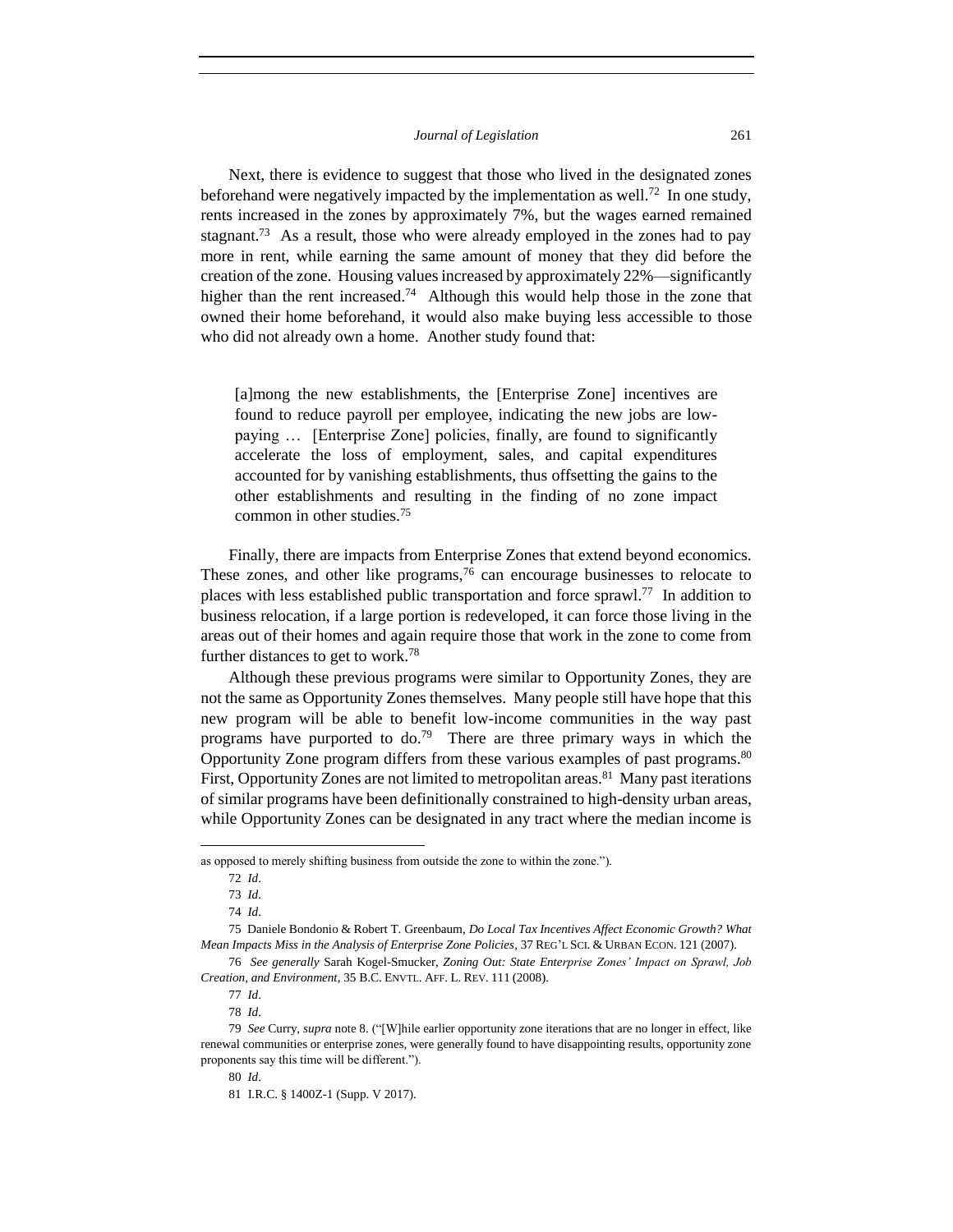Next, there is evidence to suggest that those who lived in the designated zones beforehand were negatively impacted by the implementation as well.[72] In one study, rents increased in the zones by approximately 7%, but the wages earned remained stagnant.[73] As a result, those who were already employed in the zones had to pay more in rent, while earning the same amount of money that they did before the creation of the zone. Housing values increased by approximately 22%—significantly higher than the rent increased.[74] Although this would help those in the zone that owned their home beforehand, it would also make buying less accessible to those who did not already own a home. Another study found that:

> [a]mong the new establishments, the [Enterprise Zone] incentives are found to reduce payroll per employee, indicating the new jobs are low-paying … [Enterprise Zone] policies, finally, are found to significantly accelerate the loss of employment, sales, and capital expenditures accounted for by vanishing establishments, thus offsetting the gains to the other establishments and resulting in the finding of no zone impact common in other studies.[75]

Finally, there are impacts from Enterprise Zones that extend beyond economics. These zones, and other like programs,[76] can encourage businesses to relocate to places with less established public transportation and force sprawl.[77] In addition to business relocation, if a large portion is redeveloped, it can force those living in the areas out of their homes and again require those that work in the zone to come from further distances to get to work.[78]

Although these previous programs were similar to Opportunity Zones, they are not the same as Opportunity Zones themselves. Many people still have hope that this new program will be able to benefit low-income communities in the way past programs have purported to do.[79] There are three primary ways in which the Opportunity Zone program differs from these various examples of past programs.[80] First, Opportunity Zones are not limited to metropolitan areas.[81] Many past iterations of similar programs have been definitionally constrained to high-density urban areas, while Opportunity Zones can be designated in any tract where the median income is

---

as opposed to merely shifting business from outside the zone to within the zone.").

72 *Id*.

73 *Id*.

74 *Id*.

75 Daniele Bondonio & Robert T. Greenbaum, *Do Local Tax Incentives Affect Economic Growth? What Mean Impacts Miss in the Analysis of Enterprise Zone Policies*, 37 REG'L SCI. & URBAN ECON. 121 (2007).

76 *See generally* Sarah Kogel-Smucker, *Zoning Out: State Enterprise Zones' Impact on Sprawl, Job Creation, and Environment*, 35 B.C. ENVTL. AFF. L. REV. 111 (2008).

77 *Id*.

78 *Id*.

79 *See* Curry, *supra* note 8. ("[W]hile earlier opportunity zone iterations that are no longer in effect, like renewal communities or enterprise zones, were generally found to have disappointing results, opportunity zone proponents say this time will be different.").

80 *Id*.

81 I.R.C. § 1400Z-1 (Supp. V 2017).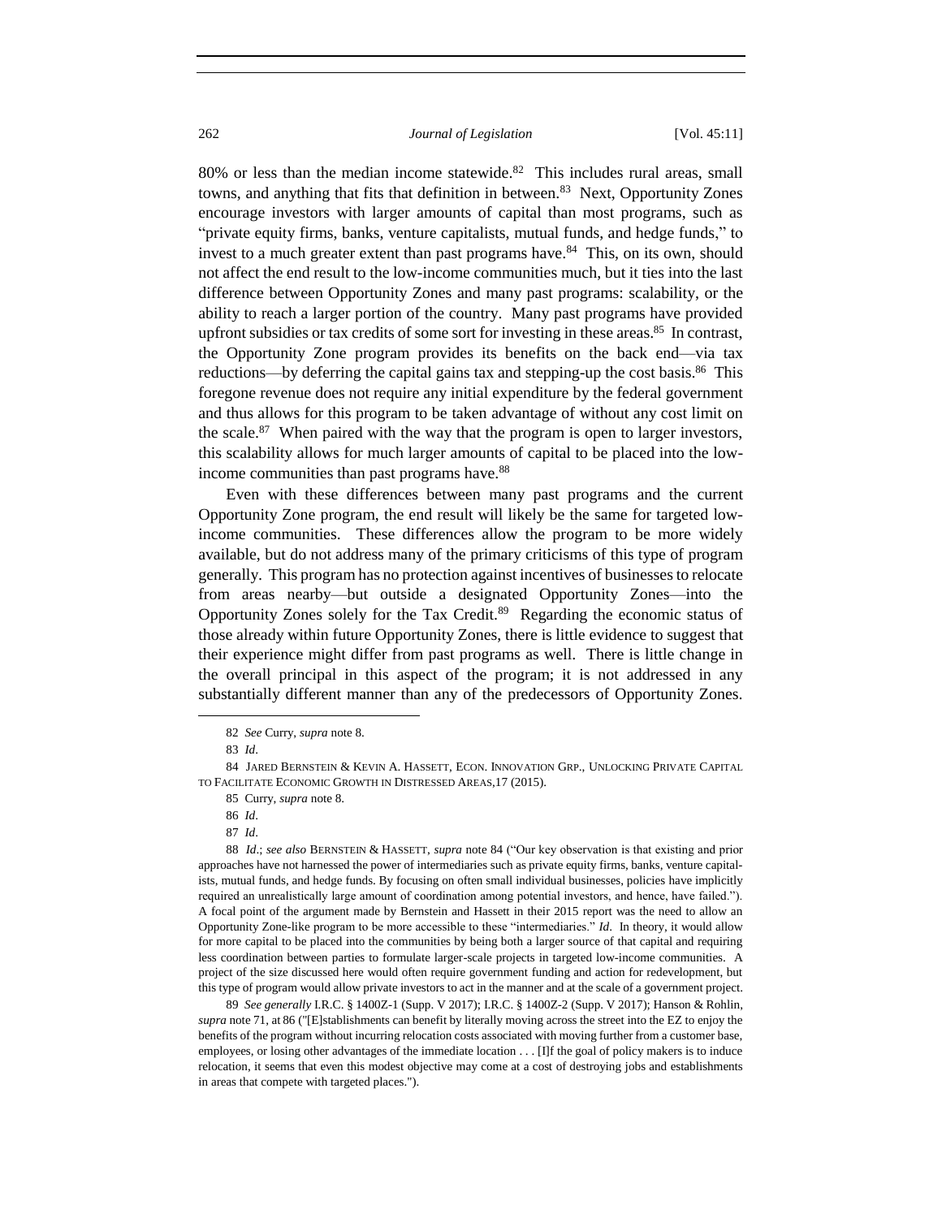80% or less than the median income statewide.[82] This includes rural areas, small towns, and anything that fits that definition in between.[83] Next, Opportunity Zones encourage investors with larger amounts of capital than most programs, such as "private equity firms, banks, venture capitalists, mutual funds, and hedge funds," to invest to a much greater extent than past programs have.[84] This, on its own, should not affect the end result to the low-income communities much, but it ties into the last difference between Opportunity Zones and many past programs: scalability, or the ability to reach a larger portion of the country. Many past programs have provided upfront subsidies or tax credits of some sort for investing in these areas.[85] In contrast, the Opportunity Zone program provides its benefits on the back end—via tax reductions—by deferring the capital gains tax and stepping-up the cost basis.[86] This foregone revenue does not require any initial expenditure by the federal government and thus allows for this program to be taken advantage of without any cost limit on the scale.[87] When paired with the way that the program is open to larger investors, this scalability allows for much larger amounts of capital to be placed into the low-income communities than past programs have.[88]

Even with these differences between many past programs and the current Opportunity Zone program, the end result will likely be the same for targeted low-income communities. These differences allow the program to be more widely available, but do not address many of the primary criticisms of this type of program generally. This program has no protection against incentives of businesses to relocate from areas nearby—but outside a designated Opportunity Zones—into the Opportunity Zones solely for the Tax Credit.[89] Regarding the economic status of those already within future Opportunity Zones, there is little evidence to suggest that their experience might differ from past programs as well. There is little change in the overall principal in this aspect of the program; it is not addressed in any substantially different manner than any of the predecessors of Opportunity Zones.

---

82 *See* Curry, *supra* note 8.

83 *Id*.

84 JARED BERNSTEIN & KEVIN A. HASSETT, ECON. INNOVATION GRP., UNLOCKING PRIVATE CAPITAL TO FACILITATE ECONOMIC GROWTH IN DISTRESSED AREAS,17 (2015).

85 Curry, *supra* note 8.

86 *Id*.

87 *Id*.

88 *Id*.; *see also* BERNSTEIN & HASSETT, *supra* note 84 ("Our key observation is that existing and prior approaches have not harnessed the power of intermediaries such as private equity firms, banks, venture capitalists, mutual funds, and hedge funds. By focusing on often small individual businesses, policies have implicitly required an unrealistically large amount of coordination among potential investors, and hence, have failed."). A focal point of the argument made by Bernstein and Hassett in their 2015 report was the need to allow an Opportunity Zone-like program to be more accessible to these "intermediaries." *Id*. In theory, it would allow for more capital to be placed into the communities by being both a larger source of that capital and requiring less coordination between parties to formulate larger-scale projects in targeted low-income communities. A project of the size discussed here would often require government funding and action for redevelopment, but this type of program would allow private investors to act in the manner and at the scale of a government project.

89 *See generally* I.R.C. § 1400Z-1 (Supp. V 2017); I.R.C. § 1400Z-2 (Supp. V 2017); Hanson & Rohlin, *supra* note 71, at 86 ("[E]stablishments can benefit by literally moving across the street into the EZ to enjoy the benefits of the program without incurring relocation costs associated with moving further from a customer base, employees, or losing other advantages of the immediate location . . . [I]f the goal of policy makers is to induce relocation, it seems that even this modest objective may come at a cost of destroying jobs and establishments in areas that compete with targeted places.").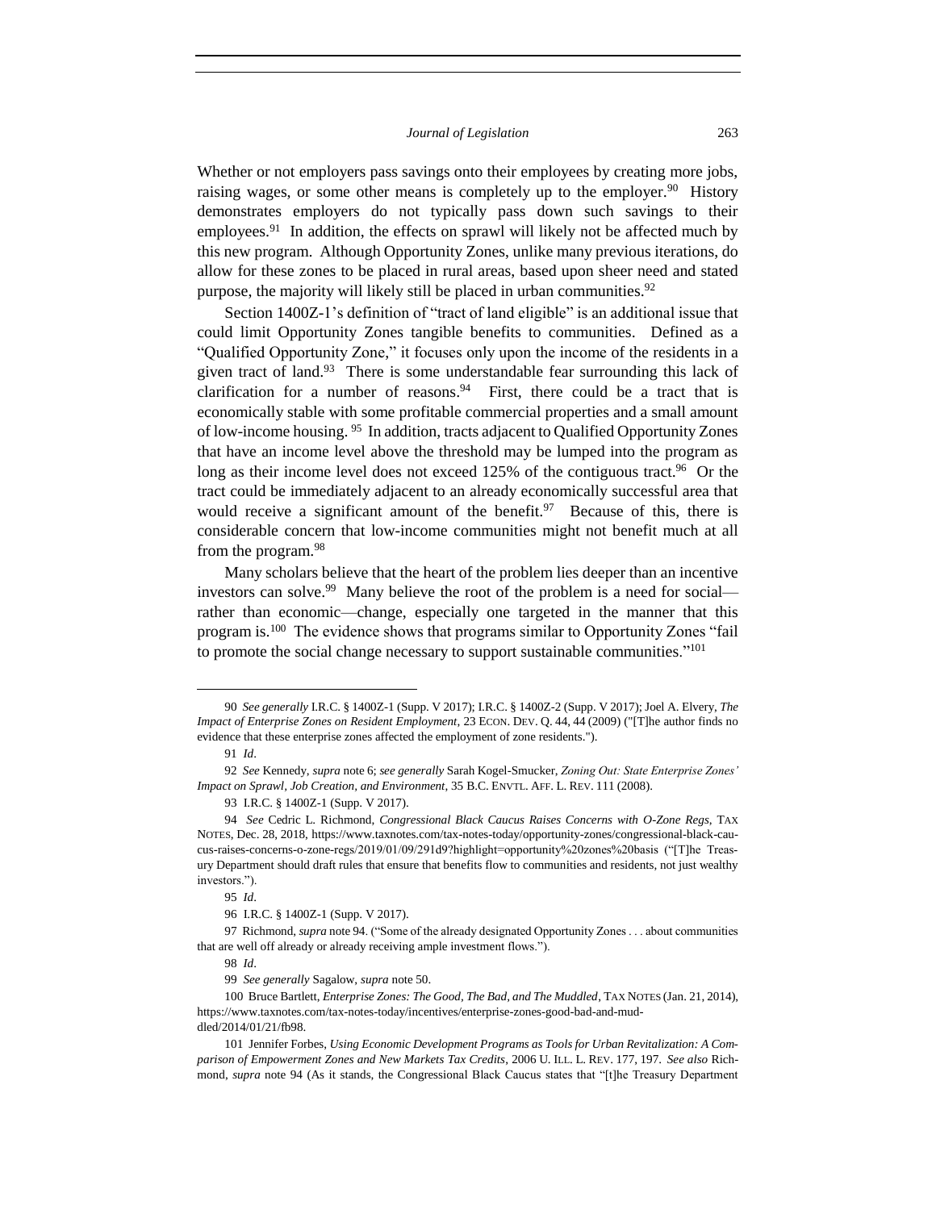Whether or not employers pass savings onto their employees by creating more jobs, raising wages, or some other means is completely up to the employer.[90] History demonstrates employers do not typically pass down such savings to their employees.[91] In addition, the effects on sprawl will likely not be affected much by this new program. Although Opportunity Zones, unlike many previous iterations, do allow for these zones to be placed in rural areas, based upon sheer need and stated purpose, the majority will likely still be placed in urban communities.[92]

Section 1400Z-1's definition of "tract of land eligible" is an additional issue that could limit Opportunity Zones tangible benefits to communities. Defined as a "Qualified Opportunity Zone," it focuses only upon the income of the residents in a given tract of land.[93] There is some understandable fear surrounding this lack of clarification for a number of reasons.[94] First, there could be a tract that is economically stable with some profitable commercial properties and a small amount of low-income housing.[95] In addition, tracts adjacent to Qualified Opportunity Zones that have an income level above the threshold may be lumped into the program as long as their income level does not exceed 125% of the contiguous tract.[96] Or the tract could be immediately adjacent to an already economically successful area that would receive a significant amount of the benefit.[97] Because of this, there is considerable concern that low-income communities might not benefit much at all from the program.[98]

Many scholars believe that the heart of the problem lies deeper than an incentive investors can solve.[99] Many believe the root of the problem is a need for social—rather than economic—change, especially one targeted in the manner that this program is.[100] The evidence shows that programs similar to Opportunity Zones "fail to promote the social change necessary to support sustainable communities."[101]

---

90 *See generally* I.R.C. § 1400Z-1 (Supp. V 2017); I.R.C. § 1400Z-2 (Supp. V 2017); Joel A. Elvery, *The Impact of Enterprise Zones on Resident Employment*, 23 ECON. DEV. Q. 44, 44 (2009) ("[T]he author finds no evidence that these enterprise zones affected the employment of zone residents.").

91 *Id*.

92 *See* Kennedy, *supra* note 6; *see generally* Sarah Kogel-Smucker, *Zoning Out: State Enterprise Zones' Impact on Sprawl, Job Creation, and Environment*, 35 B.C. ENVTL. AFF. L. REV. 111 (2008).

93 I.R.C. § 1400Z-1 (Supp. V 2017).

94 *See* Cedric L. Richmond, *Congressional Black Caucus Raises Concerns with O-Zone Regs*, TAX NOTES, Dec. 28, 2018, https://www.taxnotes.com/tax-notes-today/opportunity-zones/congressional-black-caucus-raises-concerns-o-zone-regs/2019/01/09/291d9?highlight=opportunity%20zones%20basis ("[T]he Treasury Department should draft rules that ensure that benefits flow to communities and residents, not just wealthy investors.").

95 *Id*.

96 I.R.C. § 1400Z-1 (Supp. V 2017).

97 Richmond, *supra* note 94. ("Some of the already designated Opportunity Zones . . . about communities that are well off already or already receiving ample investment flows.").

98 *Id*.

99 *See generally* Sagalow, *supra* note 50.

100 Bruce Bartlett, *Enterprise Zones: The Good, The Bad, and The Muddled*, TAX NOTES (Jan. 21, 2014), https://www.taxnotes.com/tax-notes-today/incentives/enterprise-zones-good-bad-and-muddled/2014/01/21/fb98.

101 Jennifer Forbes, *Using Economic Development Programs as Tools for Urban Revitalization: A Comparison of Empowerment Zones and New Markets Tax Credits*, 2006 U. ILL. L. REV. 177, 197. *See also* Richmond, *supra* note 94 (As it stands, the Congressional Black Caucus states that "[t]he Treasury Department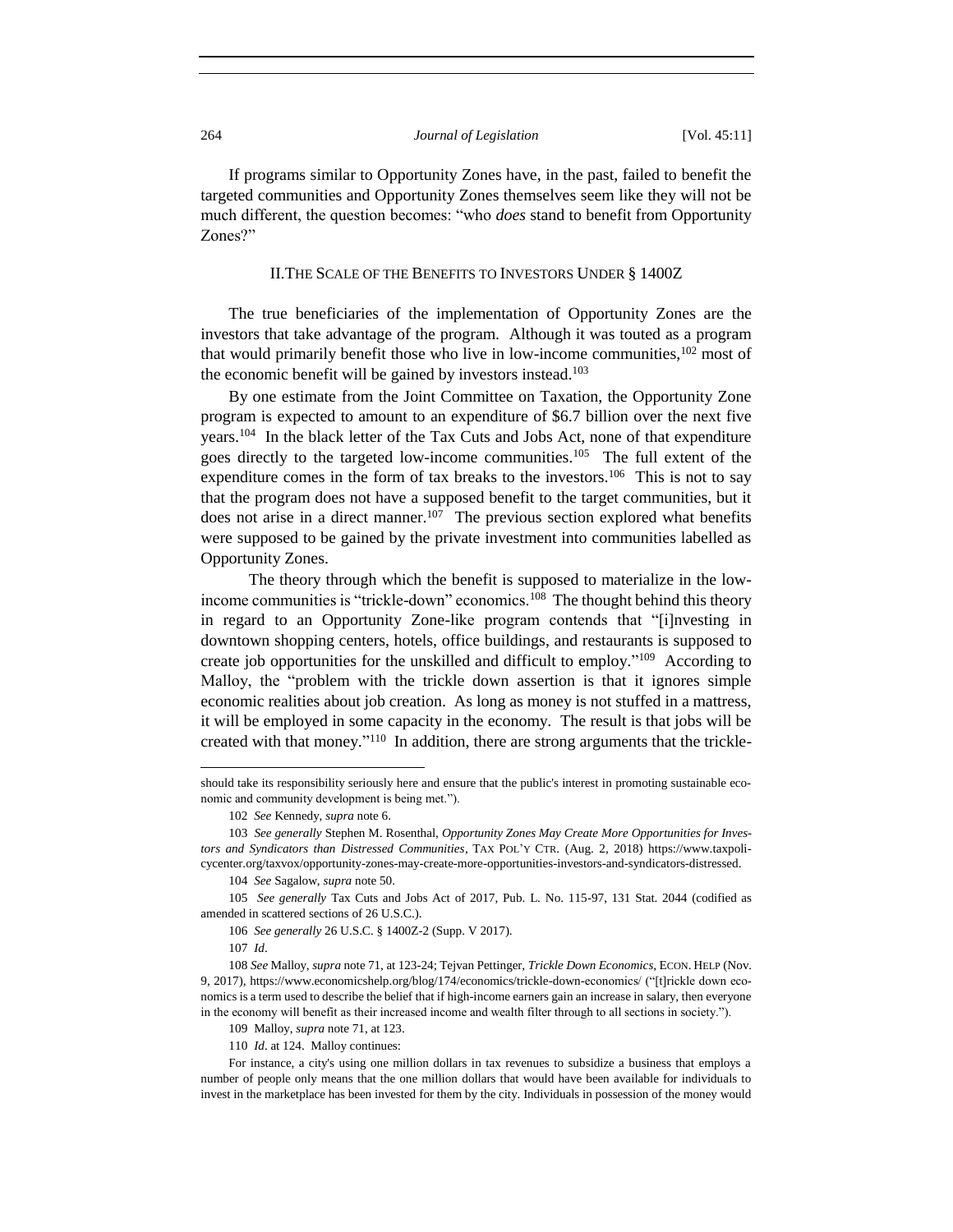If programs similar to Opportunity Zones have, in the past, failed to benefit the targeted communities and Opportunity Zones themselves seem like they will not be much different, the question becomes: "who *does* stand to benefit from Opportunity Zones?"

## II. THE SCALE OF THE BENEFITS TO INVESTORS UNDER § 1400Z

The true beneficiaries of the implementation of Opportunity Zones are the investors that take advantage of the program. Although it was touted as a program that would primarily benefit those who live in low-income communities,[102] most of the economic benefit will be gained by investors instead.[103]

By one estimate from the Joint Committee on Taxation, the Opportunity Zone program is expected to amount to an expenditure of $6.7 billion over the next five years.[104] In the black letter of the Tax Cuts and Jobs Act, none of that expenditure goes directly to the targeted low-income communities.[105] The full extent of the expenditure comes in the form of tax breaks to the investors.[106] This is not to say that the program does not have a supposed benefit to the target communities, but it does not arise in a direct manner.[107] The previous section explored what benefits were supposed to be gained by the private investment into communities labelled as Opportunity Zones.

The theory through which the benefit is supposed to materialize in the low-income communities is "trickle-down" economics.[108] The thought behind this theory in regard to an Opportunity Zone-like program contends that "[i]nvesting in downtown shopping centers, hotels, office buildings, and restaurants is supposed to create job opportunities for the unskilled and difficult to employ."[109] According to Malloy, the "problem with the trickle down assertion is that it ignores simple economic realities about job creation. As long as money is not stuffed in a mattress, it will be employed in some capacity in the economy. The result is that jobs will be created with that money."[110] In addition, there are strong arguments that the trickle-

---

should take its responsibility seriously here and ensure that the public's interest in promoting sustainable economic and community development is being met.").

102 *See* Kennedy, *supra* note 6.

103 *See generally* Stephen M. Rosenthal, *Opportunity Zones May Create More Opportunities for Investors and Syndicators than Distressed Communities*, TAX POL'Y CTR. (Aug. 2, 2018) https://www.taxpolicycenter.org/taxvox/opportunity-zones-may-create-more-opportunities-investors-and-syndicators-distressed.

104 *See* Sagalow, *supra* note 50.

105 *See generally* Tax Cuts and Jobs Act of 2017, Pub. L. No. 115-97, 131 Stat. 2044 (codified as amended in scattered sections of 26 U.S.C.).

106 *See generally* 26 U.S.C. § 1400Z-2 (Supp. V 2017).

107 *Id*.

108 *See* Malloy, *supra* note 71, at 123-24; Tejvan Pettinger, *Trickle Down Economics*, ECON. HELP (Nov. 9, 2017), https://www.economicshelp.org/blog/174/economics/trickle-down-economics/ ("[t]rickle down economics is a term used to describe the belief that if high-income earners gain an increase in salary, then everyone in the economy will benefit as their increased income and wealth filter through to all sections in society.").

109 Malloy, *supra* note 71, at 123.

110 *Id*. at 124. Malloy continues:

For instance, a city's using one million dollars in tax revenues to subsidize a business that employs a number of people only means that the one million dollars that would have been available for individuals to invest in the marketplace has been invested for them by the city. Individuals in possession of the money would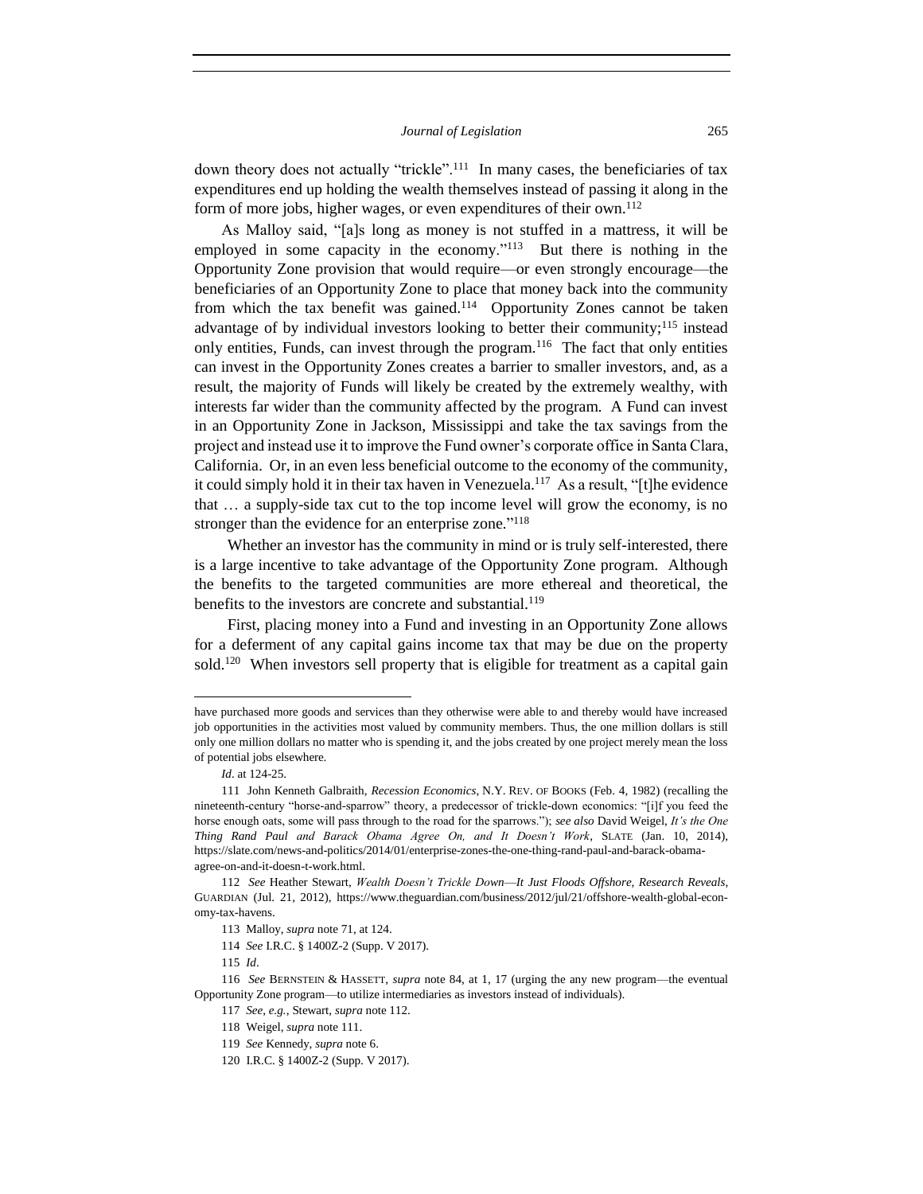down theory does not actually "trickle".[111] In many cases, the beneficiaries of tax expenditures end up holding the wealth themselves instead of passing it along in the form of more jobs, higher wages, or even expenditures of their own.[112]

As Malloy said, "[a]s long as money is not stuffed in a mattress, it will be employed in some capacity in the economy."[113] But there is nothing in the Opportunity Zone provision that would require—or even strongly encourage—the beneficiaries of an Opportunity Zone to place that money back into the community from which the tax benefit was gained.[114] Opportunity Zones cannot be taken advantage of by individual investors looking to better their community;[115] instead only entities, Funds, can invest through the program.[116] The fact that only entities can invest in the Opportunity Zones creates a barrier to smaller investors, and, as a result, the majority of Funds will likely be created by the extremely wealthy, with interests far wider than the community affected by the program. A Fund can invest in an Opportunity Zone in Jackson, Mississippi and take the tax savings from the project and instead use it to improve the Fund owner's corporate office in Santa Clara, California. Or, in an even less beneficial outcome to the economy of the community, it could simply hold it in their tax haven in Venezuela.[117] As a result, "[t]he evidence that … a supply-side tax cut to the top income level will grow the economy, is no stronger than the evidence for an enterprise zone."[118]

Whether an investor has the community in mind or is truly self-interested, there is a large incentive to take advantage of the Opportunity Zone program. Although the benefits to the targeted communities are more ethereal and theoretical, the benefits to the investors are concrete and substantial.[119]

First, placing money into a Fund and investing in an Opportunity Zone allows for a deferment of any capital gains income tax that may be due on the property sold.[120] When investors sell property that is eligible for treatment as a capital gain

---

have purchased more goods and services than they otherwise were able to and thereby would have increased job opportunities in the activities most valued by community members. Thus, the one million dollars is still only one million dollars no matter who is spending it, and the jobs created by one project merely mean the loss of potential jobs elsewhere.

*Id*. at 124-25.

111 John Kenneth Galbraith, *Recession Economics*, N.Y. REV. OF BOOKS (Feb. 4, 1982) (recalling the nineteenth-century "horse-and-sparrow" theory, a predecessor of trickle-down economics: "[i]f you feed the horse enough oats, some will pass through to the road for the sparrows."); *see also* David Weigel, *It's the One Thing Rand Paul and Barack Obama Agree On, and It Doesn't Work*, SLATE (Jan. 10, 2014), https://slate.com/news-and-politics/2014/01/enterprise-zones-the-one-thing-rand-paul-and-barack-obama-agree-on-and-it-doesn-t-work.html.

112 *See* Heather Stewart, *Wealth Doesn't Trickle Down—It Just Floods Offshore, Research Reveals*, GUARDIAN (Jul. 21, 2012), https://www.theguardian.com/business/2012/jul/21/offshore-wealth-global-economy-tax-havens.

113 Malloy, *supra* note 71, at 124.

114 *See* I.R.C. § 1400Z-2 (Supp. V 2017).

115 *Id*.

116 *See* BERNSTEIN & HASSETT, *supra* note 84, at 1, 17 (urging the any new program—the eventual Opportunity Zone program—to utilize intermediaries as investors instead of individuals).

117 *See, e.g.*, Stewart, *supra* note 112.

118 Weigel, *supra* note 111.

119 *See* Kennedy, *supra* note 6.

120 I.R.C. § 1400Z-2 (Supp. V 2017).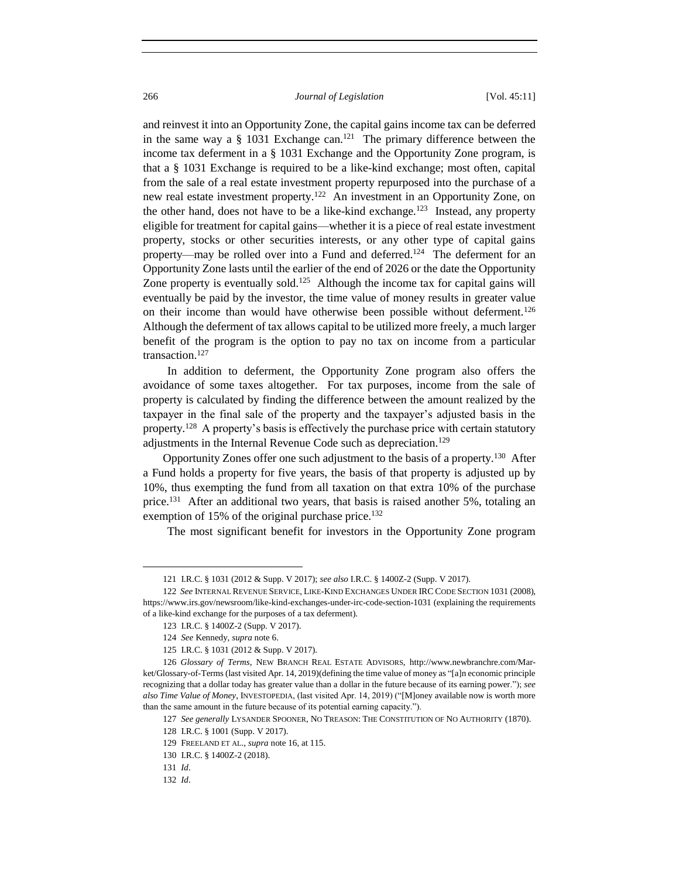and reinvest it into an Opportunity Zone, the capital gains income tax can be deferred in the same way a § 1031 Exchange can.[121] The primary difference between the income tax deferment in a § 1031 Exchange and the Opportunity Zone program, is that a § 1031 Exchange is required to be a like-kind exchange; most often, capital from the sale of a real estate investment property repurposed into the purchase of a new real estate investment property.[122] An investment in an Opportunity Zone, on the other hand, does not have to be a like-kind exchange.[123] Instead, any property eligible for treatment for capital gains—whether it is a piece of real estate investment property, stocks or other securities interests, or any other type of capital gains property—may be rolled over into a Fund and deferred.[124] The deferment for an Opportunity Zone lasts until the earlier of the end of 2026 or the date the Opportunity Zone property is eventually sold.[125] Although the income tax for capital gains will eventually be paid by the investor, the time value of money results in greater value on their income than would have otherwise been possible without deferment.[126] Although the deferment of tax allows capital to be utilized more freely, a much larger benefit of the program is the option to pay no tax on income from a particular transaction.[127]

In addition to deferment, the Opportunity Zone program also offers the avoidance of some taxes altogether. For tax purposes, income from the sale of property is calculated by finding the difference between the amount realized by the taxpayer in the final sale of the property and the taxpayer's adjusted basis in the property.[128] A property's basis is effectively the purchase price with certain statutory adjustments in the Internal Revenue Code such as depreciation.[129]

Opportunity Zones offer one such adjustment to the basis of a property.[130] After a Fund holds a property for five years, the basis of that property is adjusted up by 10%, thus exempting the fund from all taxation on that extra 10% of the purchase price.[131] After an additional two years, that basis is raised another 5%, totaling an exemption of 15% of the original purchase price.[132]

The most significant benefit for investors in the Opportunity Zone program

---

121 I.R.C. § 1031 (2012 & Supp. V 2017); *see also* I.R.C. § 1400Z-2 (Supp. V 2017).

122 *See* INTERNAL REVENUE SERVICE, LIKE-KIND EXCHANGES UNDER IRC CODE SECTION 1031 (2008), https://www.irs.gov/newsroom/like-kind-exchanges-under-irc-code-section-1031 (explaining the requirements of a like-kind exchange for the purposes of a tax deferment).

123 I.R.C. § 1400Z-2 (Supp. V 2017).

124 *See* Kennedy, *supra* note 6.

125 I.R.C. § 1031 (2012 & Supp. V 2017).

126 *Glossary of Terms*, NEW BRANCH REAL ESTATE ADVISORS, http://www.newbranchre.com/Market/Glossary-of-Terms (last visited Apr. 14, 2019)(defining the time value of money as "[a]n economic principle recognizing that a dollar today has greater value than a dollar in the future because of its earning power."); *see also Time Value of Money*, INVESTOPEDIA, (last visited Apr. 14, 2019) ("[M]oney available now is worth more than the same amount in the future because of its potential earning capacity.").

127 *See generally* LYSANDER SPOONER, NO TREASON: THE CONSTITUTION OF NO AUTHORITY (1870).

128 I.R.C. § 1001 (Supp. V 2017).

129 FREELAND ET AL., *supra* note 16, at 115.

130 I.R.C. § 1400Z-2 (2018).

131 *Id*.

132 *Id*.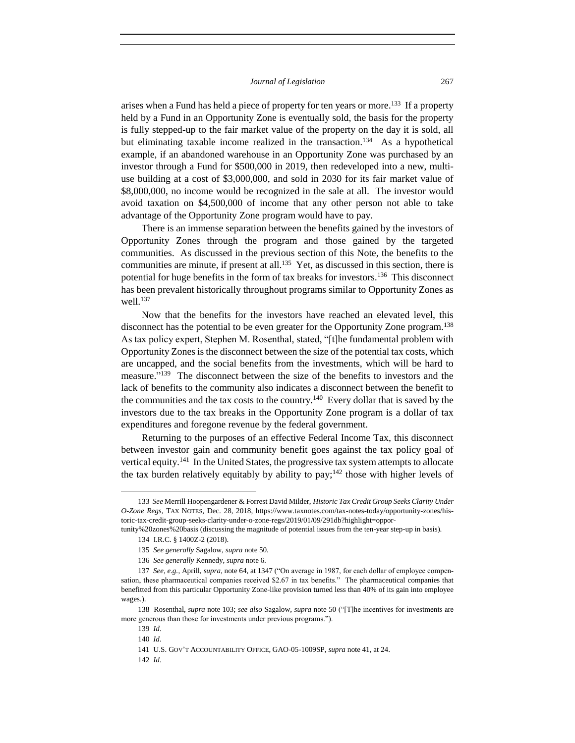arises when a Fund has held a piece of property for ten years or more.[133] If a property held by a Fund in an Opportunity Zone is eventually sold, the basis for the property is fully stepped-up to the fair market value of the property on the day it is sold, all but eliminating taxable income realized in the transaction.[134] As a hypothetical example, if an abandoned warehouse in an Opportunity Zone was purchased by an investor through a Fund for $500,000 in 2019, then redeveloped into a new, multi-use building at a cost of $3,000,000, and sold in 2030 for its fair market value of $8,000,000, no income would be recognized in the sale at all. The investor would avoid taxation on $4,500,000 of income that any other person not able to take advantage of the Opportunity Zone program would have to pay.

There is an immense separation between the benefits gained by the investors of Opportunity Zones through the program and those gained by the targeted communities. As discussed in the previous section of this Note, the benefits to the communities are minute, if present at all.[135] Yet, as discussed in this section, there is potential for huge benefits in the form of tax breaks for investors.[136] This disconnect has been prevalent historically throughout programs similar to Opportunity Zones as well.[137]

Now that the benefits for the investors have reached an elevated level, this disconnect has the potential to be even greater for the Opportunity Zone program.[138] As tax policy expert, Stephen M. Rosenthal, stated, "[t]he fundamental problem with Opportunity Zones is the disconnect between the size of the potential tax costs, which are uncapped, and the social benefits from the investments, which will be hard to measure."[139] The disconnect between the size of the benefits to investors and the lack of benefits to the community also indicates a disconnect between the benefit to the communities and the tax costs to the country.[140] Every dollar that is saved by the investors due to the tax breaks in the Opportunity Zone program is a dollar of tax expenditures and foregone revenue by the federal government.

Returning to the purposes of an effective Federal Income Tax, this disconnect between investor gain and community benefit goes against the tax policy goal of vertical equity.[141] In the United States, the progressive tax system attempts to allocate the tax burden relatively equitably by ability to pay;[142] those with higher levels of

---

133 *See* Merrill Hoopengardener & Forrest David Milder, *Historic Tax Credit Group Seeks Clarity Under O-Zone Regs*, TAX NOTES, Dec. 28, 2018, https://www.taxnotes.com/tax-notes-today/opportunity-zones/historic-tax-credit-group-seeks-clarity-under-o-zone-regs/2019/01/09/291db?highlight=opportunity%20zones%20basis (discussing the magnitude of potential issues from the ten-year step-up in basis).

134 I.R.C. § 1400Z-2 (2018).

135 *See generally* Sagalow, *supra* note 50.

136 *See generally* Kennedy, *supra* note 6.

137 *See, e.g.*, Aprill, *supra*, note 64, at 1347 ("On average in 1987, for each dollar of employee compensation, these pharmaceutical companies received $2.67 in tax benefits." The pharmaceutical companies that benefitted from this particular Opportunity Zone-like provision turned less than 40% of its gain into employee wages.).

138 Rosenthal, *supra* note 103; *see also* Sagalow, *supra* note 50 ("[T]he incentives for investments are more generous than those for investments under previous programs.").

139 *Id*.

140 *Id*.

141 U.S. GOV'T ACCOUNTABILITY OFFICE, GAO-05-1009SP, *supra* note 41, at 24.

142 *Id*.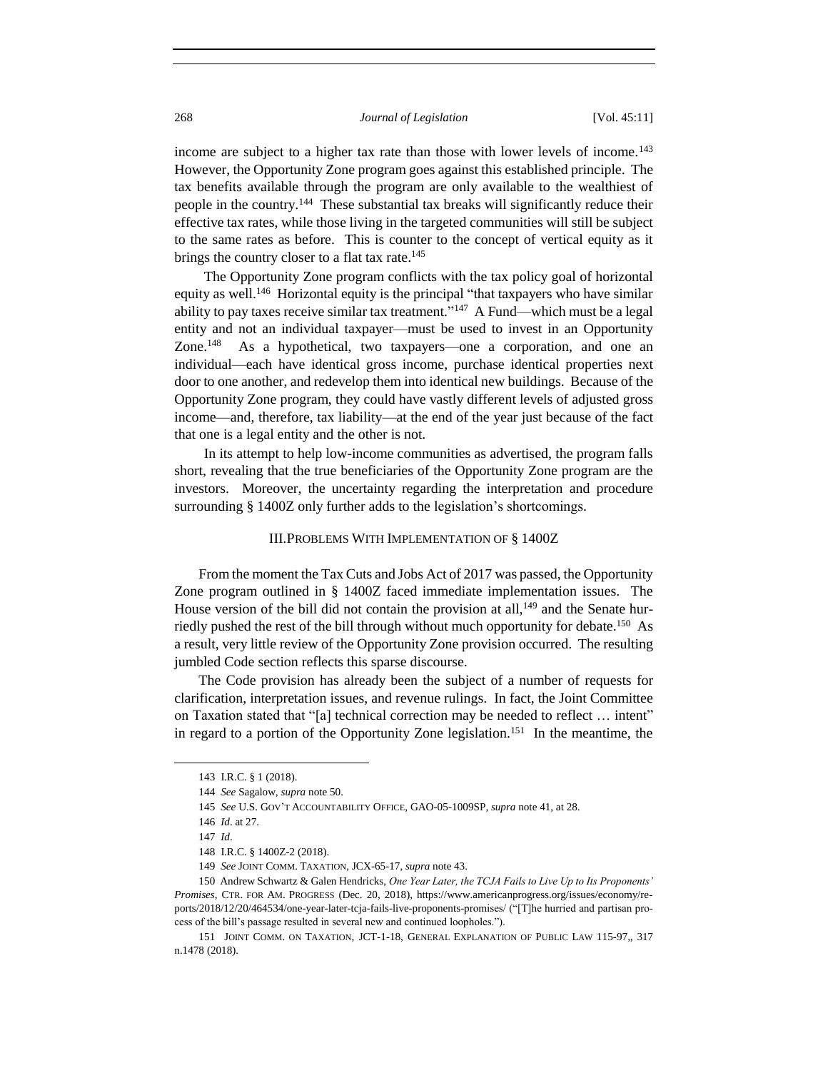income are subject to a higher tax rate than those with lower levels of income.[143] However, the Opportunity Zone program goes against this established principle. The tax benefits available through the program are only available to the wealthiest of people in the country.[144] These substantial tax breaks will significantly reduce their effective tax rates, while those living in the targeted communities will still be subject to the same rates as before. This is counter to the concept of vertical equity as it brings the country closer to a flat tax rate.[145]

The Opportunity Zone program conflicts with the tax policy goal of horizontal equity as well.[146] Horizontal equity is the principal "that taxpayers who have similar ability to pay taxes receive similar tax treatment."[147] A Fund—which must be a legal entity and not an individual taxpayer—must be used to invest in an Opportunity Zone.[148] As a hypothetical, two taxpayers—one a corporation, and one an individual—each have identical gross income, purchase identical properties next door to one another, and redevelop them into identical new buildings. Because of the Opportunity Zone program, they could have vastly different levels of adjusted gross income—and, therefore, tax liability—at the end of the year just because of the fact that one is a legal entity and the other is not.

In its attempt to help low-income communities as advertised, the program falls short, revealing that the true beneficiaries of the Opportunity Zone program are the investors. Moreover, the uncertainty regarding the interpretation and procedure surrounding § 1400Z only further adds to the legislation's shortcomings.

## III. PROBLEMS WITH IMPLEMENTATION OF § 1400Z

From the moment the Tax Cuts and Jobs Act of 2017 was passed, the Opportunity Zone program outlined in § 1400Z faced immediate implementation issues. The House version of the bill did not contain the provision at all,[149] and the Senate hurriedly pushed the rest of the bill through without much opportunity for debate.[150] As a result, very little review of the Opportunity Zone provision occurred. The resulting jumbled Code section reflects this sparse discourse.

The Code provision has already been the subject of a number of requests for clarification, interpretation issues, and revenue rulings. In fact, the Joint Committee on Taxation stated that "[a] technical correction may be needed to reflect … intent" in regard to a portion of the Opportunity Zone legislation.[151] In the meantime, the

---

143 I.R.C. § 1 (2018).

144 *See* Sagalow, *supra* note 50.

145 *See* U.S. GOV'T ACCOUNTABILITY OFFICE, GAO-05-1009SP, *supra* note 41, at 28.

146 *Id*. at 27.

147 *Id*.

148 I.R.C. § 1400Z-2 (2018).

149 *See* JOINT COMM. TAXATION, JCX-65-17, *supra* note 43.

150 Andrew Schwartz & Galen Hendricks, *One Year Later, the TCJA Fails to Live Up to Its Proponents' Promises*, CTR. FOR AM. PROGRESS (Dec. 20, 2018), https://www.americanprogress.org/issues/economy/reports/2018/12/20/464534/one-year-later-tcja-fails-live-proponents-promises/ ("[T]he hurried and partisan process of the bill's passage resulted in several new and continued loopholes.").

151 JOINT COMM. ON TAXATION, JCT-1-18, GENERAL EXPLANATION OF PUBLIC LAW 115-97,, 317 n.1478 (2018).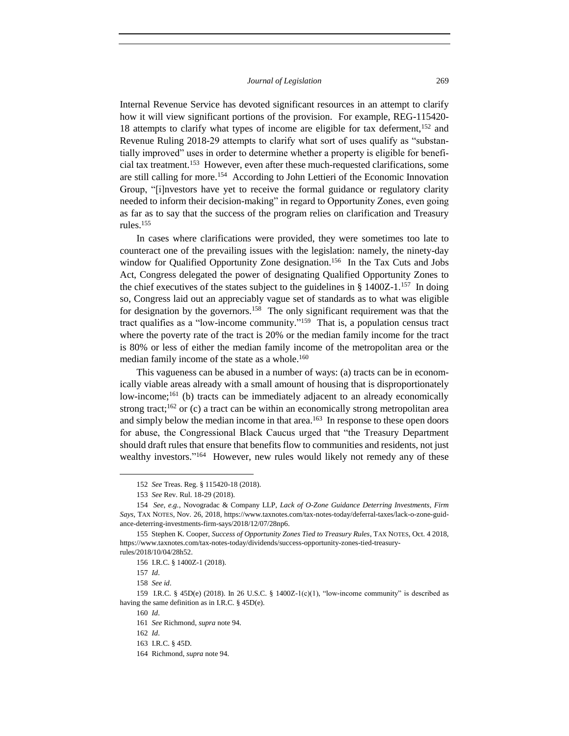Internal Revenue Service has devoted significant resources in an attempt to clarify how it will view significant portions of the provision. For example, REG-115420-18 attempts to clarify what types of income are eligible for tax deferment,[152] and Revenue Ruling 2018-29 attempts to clarify what sort of uses qualify as "substantially improved" uses in order to determine whether a property is eligible for beneficial tax treatment.[153] However, even after these much-requested clarifications, some are still calling for more.[154] According to John Lettieri of the Economic Innovation Group, "[i]nvestors have yet to receive the formal guidance or regulatory clarity needed to inform their decision-making" in regard to Opportunity Zones, even going as far as to say that the success of the program relies on clarification and Treasury rules.[155]

In cases where clarifications were provided, they were sometimes too late to counteract one of the prevailing issues with the legislation: namely, the ninety-day window for Qualified Opportunity Zone designation.[156] In the Tax Cuts and Jobs Act, Congress delegated the power of designating Qualified Opportunity Zones to the chief executives of the states subject to the guidelines in § 1400Z-1.[157] In doing so, Congress laid out an appreciably vague set of standards as to what was eligible for designation by the governors.[158] The only significant requirement was that the tract qualifies as a "low-income community."[159] That is, a population census tract where the poverty rate of the tract is 20% or the median family income for the tract is 80% or less of either the median family income of the metropolitan area or the median family income of the state as a whole.[160]

This vagueness can be abused in a number of ways: (a) tracts can be in economically viable areas already with a small amount of housing that is disproportionately low-income;[161] (b) tracts can be immediately adjacent to an already economically strong tract;[162] or (c) a tract can be within an economically strong metropolitan area and simply below the median income in that area.[163] In response to these open doors for abuse, the Congressional Black Caucus urged that "the Treasury Department should draft rules that ensure that benefits flow to communities and residents, not just wealthy investors."[164] However, new rules would likely not remedy any of these

---

152 *See* Treas. Reg. § 115420-18 (2018).

153 *See* Rev. Rul. 18-29 (2018).

154 *See, e.g.*, Novogradac & Company LLP, *Lack of O-Zone Guidance Deterring Investments, Firm Says*, TAX NOTES, Nov. 26, 2018, https://www.taxnotes.com/tax-notes-today/deferral-taxes/lack-o-zone-guidance-deterring-investments-firm-says/2018/12/07/28np6.

155 Stephen K. Cooper, *Success of Opportunity Zones Tied to Treasury Rules*, TAX NOTES, Oct. 4 2018, https://www.taxnotes.com/tax-notes-today/dividends/success-opportunity-zones-tied-treasury-rules/2018/10/04/28h52.

156 I.R.C. § 1400Z-1 (2018).

157 *Id*.

158 *See id*.

159 I.R.C. § 45D(e) (2018). In 26 U.S.C. § 1400Z-1(c)(1), "low-income community" is described as having the same definition as in I.R.C. § 45D(e).

160 *Id*.

161 *See* Richmond, *supra* note 94.

162 *Id*.

163 I.R.C. § 45D.

164 Richmond, *supra* note 94.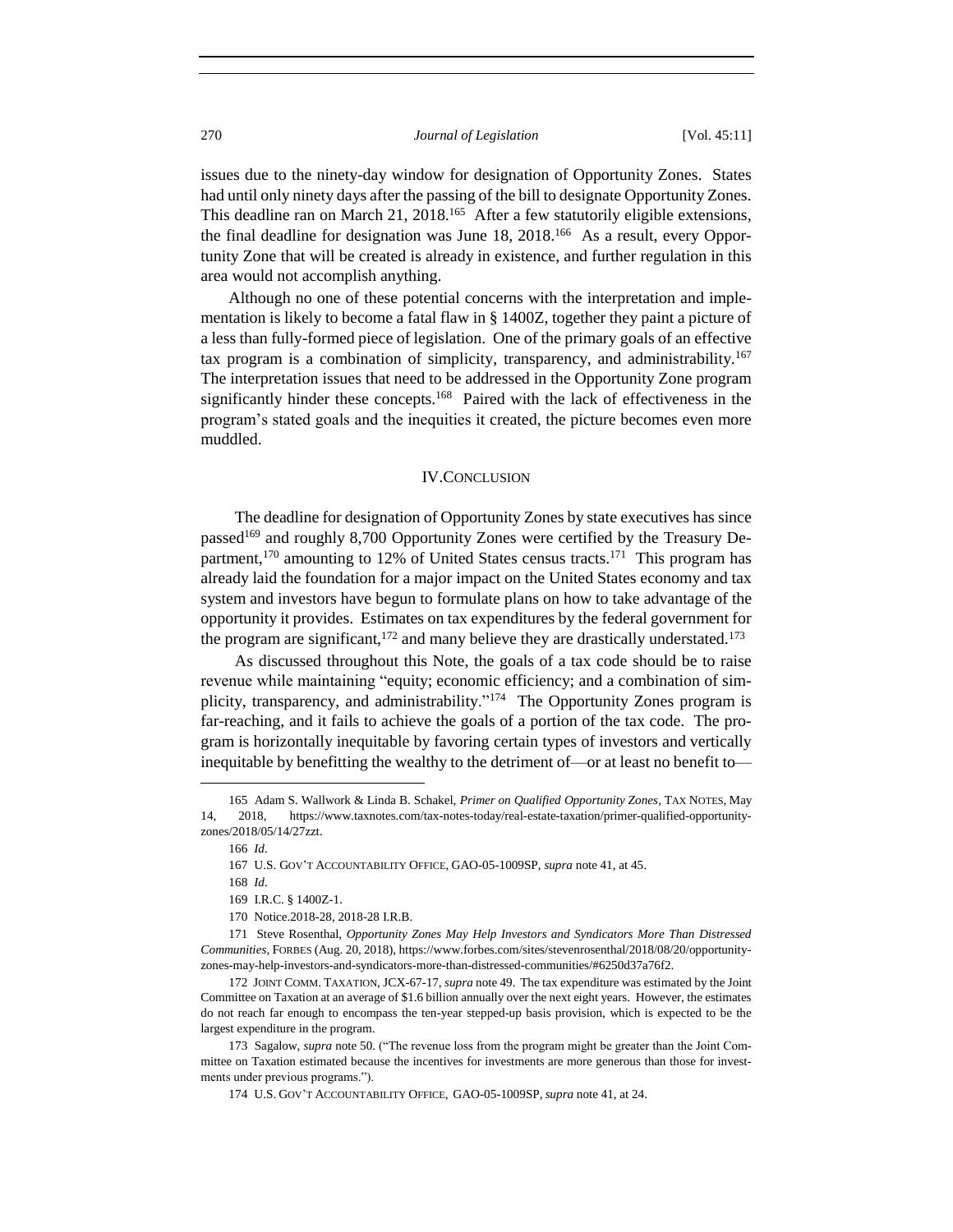issues due to the ninety-day window for designation of Opportunity Zones. States had until only ninety days after the passing of the bill to designate Opportunity Zones. This deadline ran on March 21, 2018.[165] After a few statutorily eligible extensions, the final deadline for designation was June 18, 2018.[166] As a result, every Opportunity Zone that will be created is already in existence, and further regulation in this area would not accomplish anything.

Although no one of these potential concerns with the interpretation and implementation is likely to become a fatal flaw in § 1400Z, together they paint a picture of a less than fully-formed piece of legislation. One of the primary goals of an effective tax program is a combination of simplicity, transparency, and administrability.[167] The interpretation issues that need to be addressed in the Opportunity Zone program significantly hinder these concepts.[168] Paired with the lack of effectiveness in the program's stated goals and the inequities it created, the picture becomes even more muddled.

## IV. CONCLUSION

The deadline for designation of Opportunity Zones by state executives has since passed[169] and roughly 8,700 Opportunity Zones were certified by the Treasury Department,[170] amounting to 12% of United States census tracts.[171] This program has already laid the foundation for a major impact on the United States economy and tax system and investors have begun to formulate plans on how to take advantage of the opportunity it provides. Estimates on tax expenditures by the federal government for the program are significant,[172] and many believe they are drastically understated.[173]

As discussed throughout this Note, the goals of a tax code should be to raise revenue while maintaining "equity; economic efficiency; and a combination of simplicity, transparency, and administrability."[174] The Opportunity Zones program is far-reaching, and it fails to achieve the goals of a portion of the tax code. The program is horizontally inequitable by favoring certain types of investors and vertically inequitable by benefitting the wealthy to the detriment of—or at least no benefit to—

---

165 Adam S. Wallwork & Linda B. Schakel, *Primer on Qualified Opportunity Zones*, TAX NOTES, May 14, 2018, https://www.taxnotes.com/tax-notes-today/real-estate-taxation/primer-qualified-opportunity-zones/2018/05/14/27zzt.

166 *Id*.

167 U.S. GOV'T ACCOUNTABILITY OFFICE, GAO-05-1009SP, *supra* note 41, at 45.

168 *Id*.

169 I.R.C. § 1400Z-1.

170 Notice.2018-28, 2018-28 I.R.B.

171 Steve Rosenthal, *Opportunity Zones May Help Investors and Syndicators More Than Distressed Communities*, FORBES (Aug. 20, 2018), https://www.forbes.com/sites/stevenrosenthal/2018/08/20/opportunity-zones-may-help-investors-and-syndicators-more-than-distressed-communities/#6250d37a76f2.

172 JOINT COMM. TAXATION, JCX-67-17, *supra* note 49. The tax expenditure was estimated by the Joint Committee on Taxation at an average of $1.6 billion annually over the next eight years. However, the estimates do not reach far enough to encompass the ten-year stepped-up basis provision, which is expected to be the largest expenditure in the program.

173 Sagalow, *supra* note 50. ("The revenue loss from the program might be greater than the Joint Committee on Taxation estimated because the incentives for investments are more generous than those for investments under previous programs.").

174 U.S. GOV'T ACCOUNTABILITY OFFICE, GAO-05-1009SP, *supra* note 41, at 24.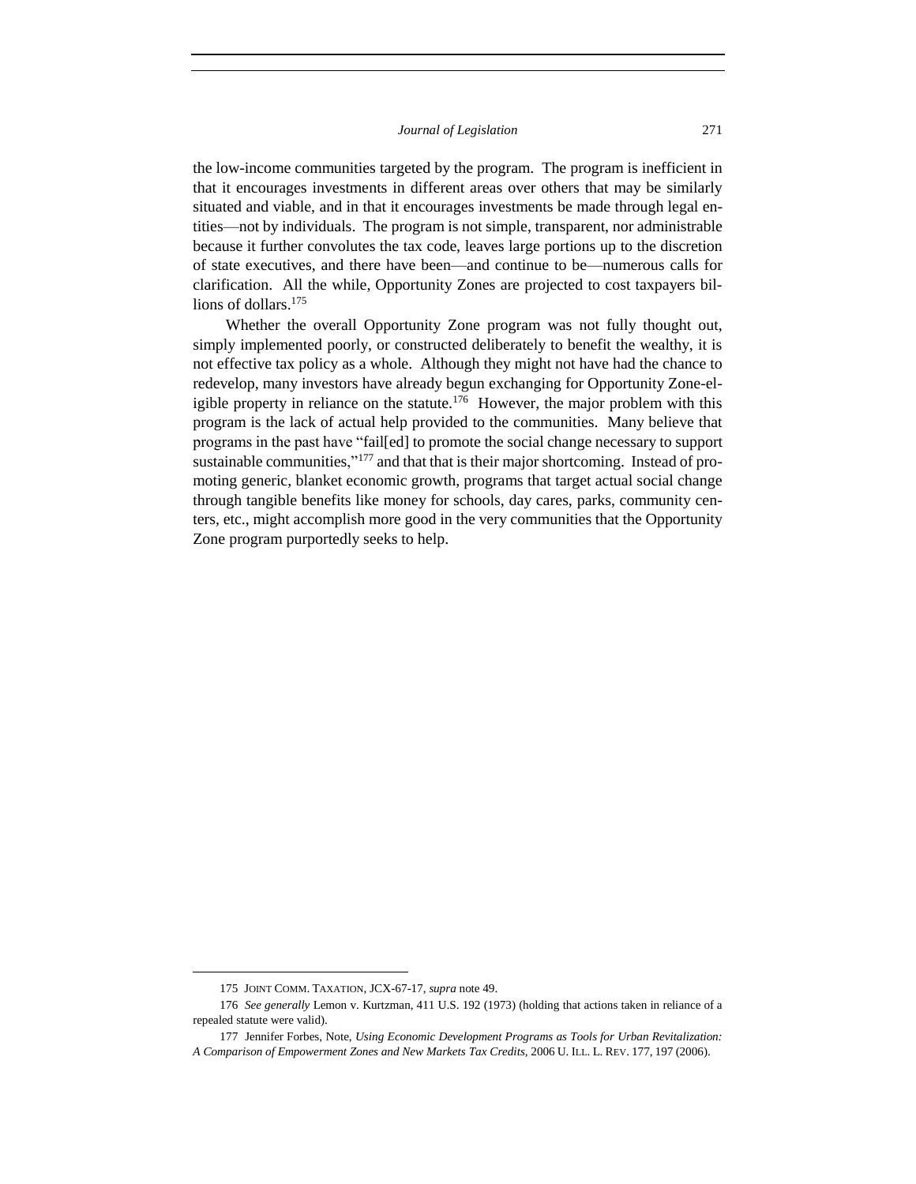the low-income communities targeted by the program. The program is inefficient in that it encourages investments in different areas over others that may be similarly situated and viable, and in that it encourages investments be made through legal entities—not by individuals. The program is not simple, transparent, nor administrable because it further convolutes the tax code, leaves large portions up to the discretion of state executives, and there have been—and continue to be—numerous calls for clarification. All the while, Opportunity Zones are projected to cost taxpayers billions of dollars.[175]

Whether the overall Opportunity Zone program was not fully thought out, simply implemented poorly, or constructed deliberately to benefit the wealthy, it is not effective tax policy as a whole. Although they might not have had the chance to redevelop, many investors have already begun exchanging for Opportunity Zone-eligible property in reliance on the statute.[176] However, the major problem with this program is the lack of actual help provided to the communities. Many believe that programs in the past have "fail[ed] to promote the social change necessary to support sustainable communities,"[177] and that that is their major shortcoming. Instead of promoting generic, blanket economic growth, programs that target actual social change through tangible benefits like money for schools, day cares, parks, community centers, etc., might accomplish more good in the very communities that the Opportunity Zone program purportedly seeks to help.

---

175 JOINT COMM. TAXATION, JCX-67-17, *supra* note 49.

176 *See generally* Lemon v. Kurtzman, 411 U.S. 192 (1973) (holding that actions taken in reliance of a repealed statute were valid).

177 Jennifer Forbes, Note, *Using Economic Development Programs as Tools for Urban Revitalization: A Comparison of Empowerment Zones and New Markets Tax Credits*, 2006 U. ILL. L. REV. 177, 197 (2006).